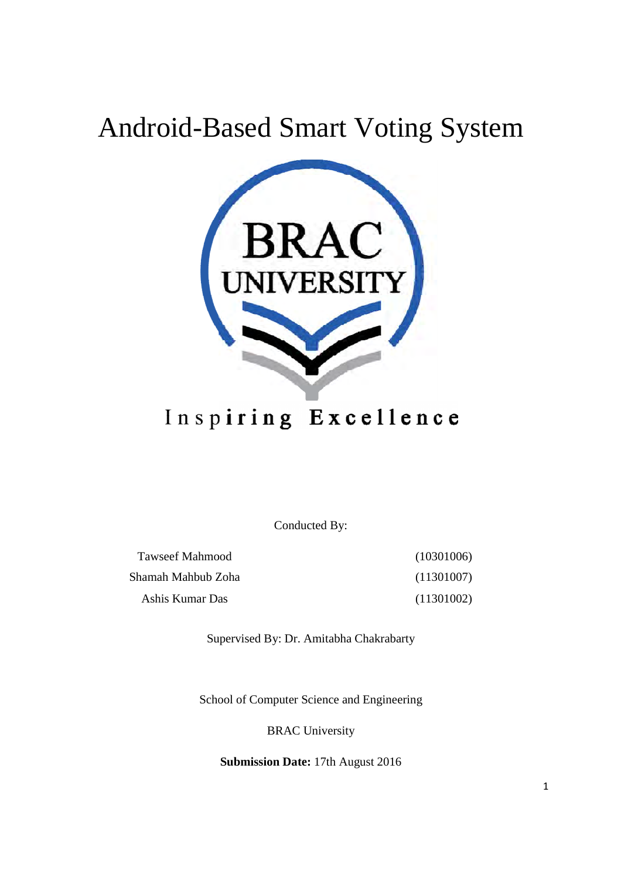# Android-Based Smart Voting System

Inspiring Excellence

Conducted By:

| | |
|---|---|
| Tawseef Mahmood | (10301006) |
| Shamah Mahbub Zoha | (11301007) |
| Ashis Kumar Das | (11301002) |

Supervised By: Dr. Amitabha Chakrabarty

School of Computer Science and Engineering

BRAC University

**Submission Date:** 17th August 2016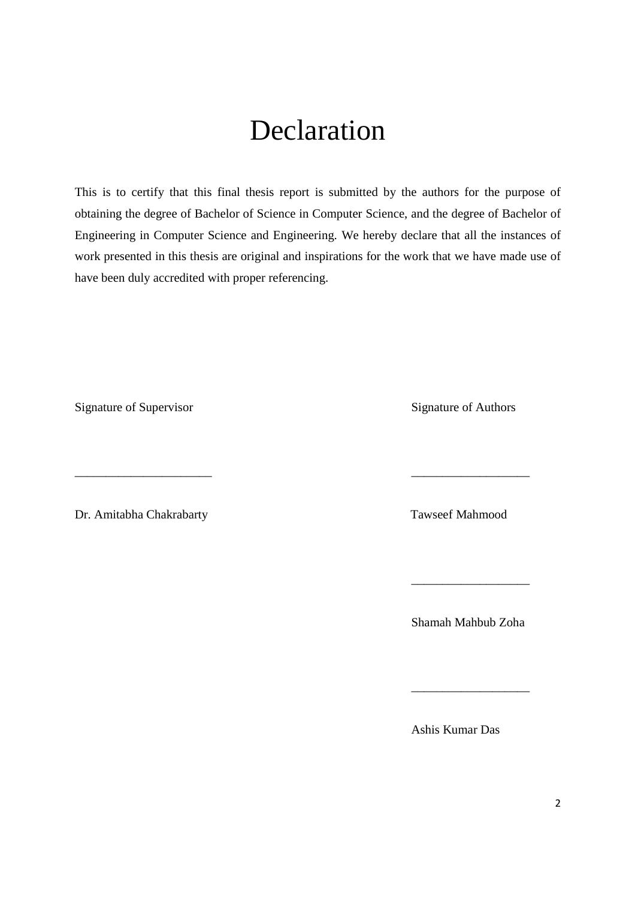# Declaration

This is to certify that this final thesis report is submitted by the authors for the purpose of obtaining the degree of Bachelor of Science in Computer Science, and the degree of Bachelor of Engineering in Computer Science and Engineering. We hereby declare that all the instances of work presented in this thesis are original and inspirations for the work that we have made use of have been duly accredited with proper referencing.

Signature of Supervisor

______________________

Dr. Amitabha Chakrabarty

Signature of Authors

___________________

Tawseef Mahmood

___________________

Shamah Mahbub Zoha

___________________

Ashis Kumar Das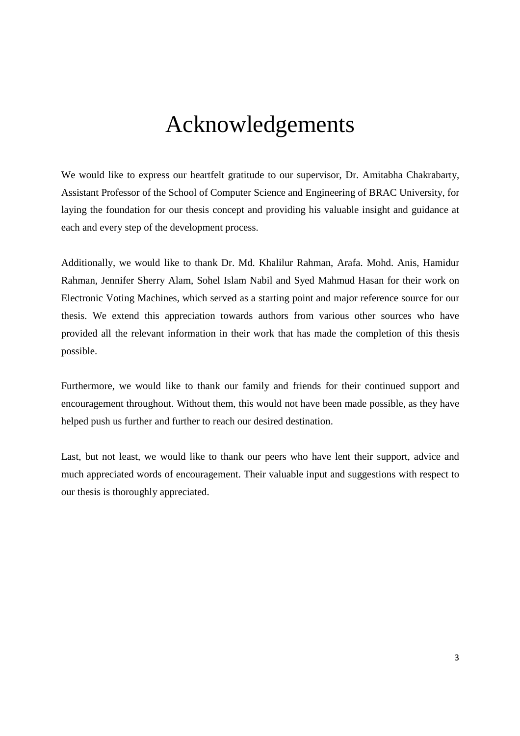# Acknowledgements

We would like to express our heartfelt gratitude to our supervisor, Dr. Amitabha Chakrabarty, Assistant Professor of the School of Computer Science and Engineering of BRAC University, for laying the foundation for our thesis concept and providing his valuable insight and guidance at each and every step of the development process.

Additionally, we would like to thank Dr. Md. Khalilur Rahman, Arafa. Mohd. Anis, Hamidur Rahman, Jennifer Sherry Alam, Sohel Islam Nabil and Syed Mahmud Hasan for their work on Electronic Voting Machines, which served as a starting point and major reference source for our thesis. We extend this appreciation towards authors from various other sources who have provided all the relevant information in their work that has made the completion of this thesis possible.

Furthermore, we would like to thank our family and friends for their continued support and encouragement throughout. Without them, this would not have been made possible, as they have helped push us further and further to reach our desired destination.

Last, but not least, we would like to thank our peers who have lent their support, advice and much appreciated words of encouragement. Their valuable input and suggestions with respect to our thesis is thoroughly appreciated.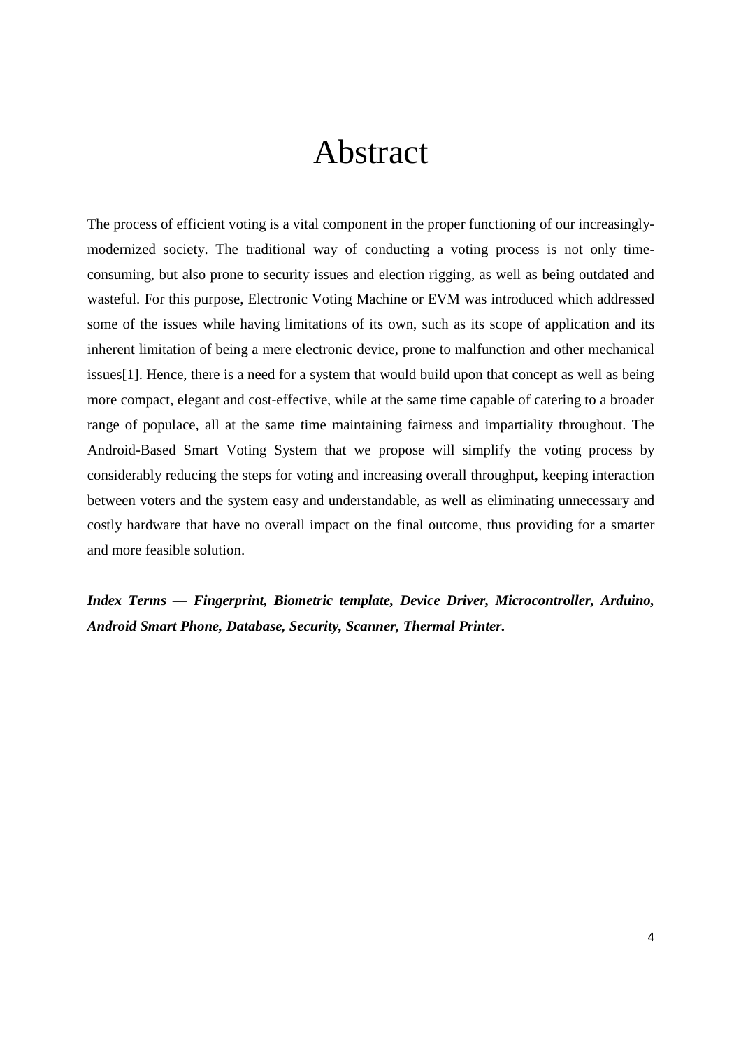# Abstract

The process of efficient voting is a vital component in the proper functioning of our increasingly-modernized society. The traditional way of conducting a voting process is not only time-consuming, but also prone to security issues and election rigging, as well as being outdated and wasteful. For this purpose, Electronic Voting Machine or EVM was introduced which addressed some of the issues while having limitations of its own, such as its scope of application and its inherent limitation of being a mere electronic device, prone to malfunction and other mechanical issues[1]. Hence, there is a need for a system that would build upon that concept as well as being more compact, elegant and cost-effective, while at the same time capable of catering to a broader range of populace, all at the same time maintaining fairness and impartiality throughout. The Android-Based Smart Voting System that we propose will simplify the voting process by considerably reducing the steps for voting and increasing overall throughput, keeping interaction between voters and the system easy and understandable, as well as eliminating unnecessary and costly hardware that have no overall impact on the final outcome, thus providing for a smarter and more feasible solution.

***Index Terms — Fingerprint, Biometric template, Device Driver, Microcontroller, Arduino, Android Smart Phone, Database, Security, Scanner, Thermal Printer.***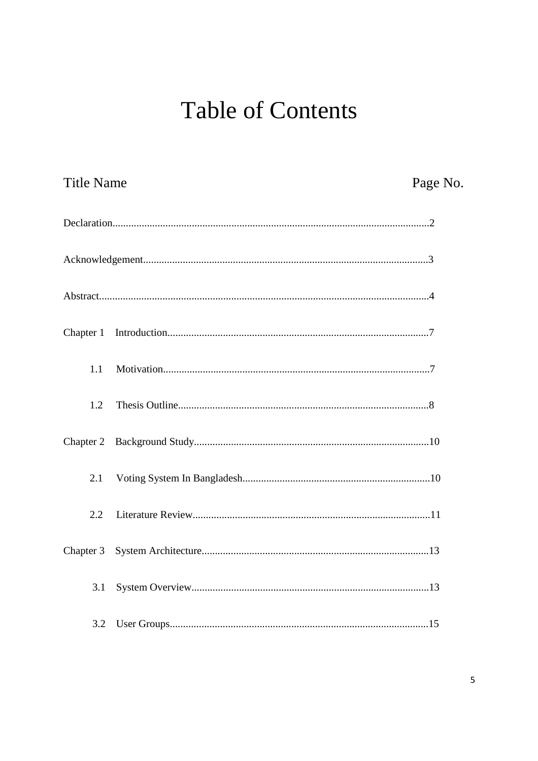# Table of Contents

| Title Name | Page No. |
|---|---|
| Declaration | 2 |
| Acknowledgement | 3 |
| Abstract | 4 |
| Chapter 1 Introduction | 7 |
| 1.1 Motivation | 7 |
| 1.2 Thesis Outline | 8 |
| Chapter 2 Background Study | 10 |
| 2.1 Voting System In Bangladesh | 10 |
| 2.2 Literature Review | 11 |
| Chapter 3 System Architecture | 13 |
| 3.1 System Overview | 13 |
| 3.2 User Groups | 15 |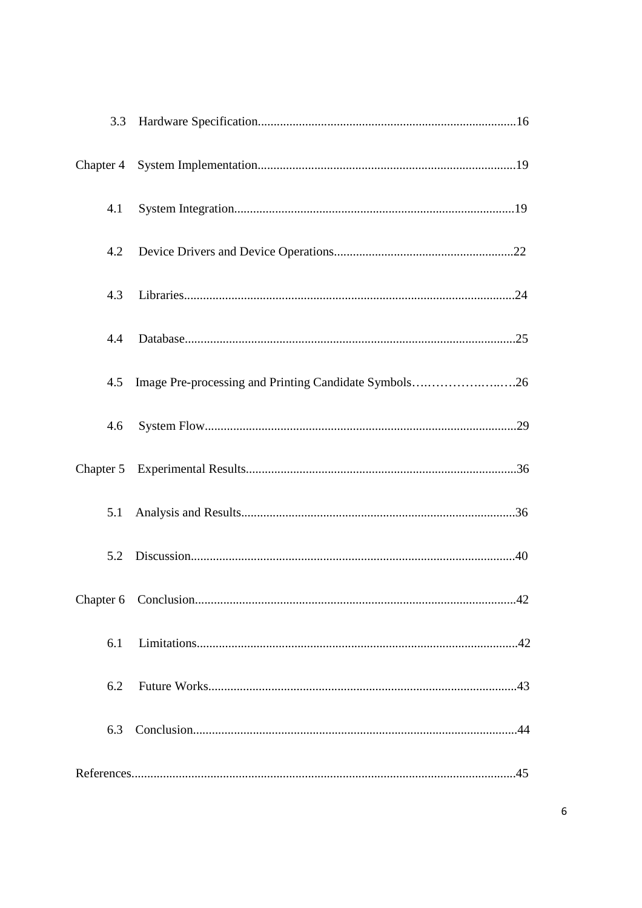3.3 Hardware Specification.................................................................................16

Chapter 4 System Implementation.................................................................................19

4.1 System Integration........................................................................................19

4.2 Device Drivers and Device Operations.........................................................22

4.3 Libraries........................................................................................................24

4.4 Database........................................................................................................25

4.5 Image Pre-processing and Printing Candidate Symbols….………….…..….26

4.6 System Flow..................................................................................................29

Chapter 5 Experimental Results.....................................................................................36

5.1 Analysis and Results......................................................................................36

5.2 Discussion......................................................................................................40

Chapter 6 Conclusion.....................................................................................................42

6.1 Limitations.....................................................................................................42

6.2 Future Works.................................................................................................43

6.3 Conclusion.....................................................................................................44

References.........................................................................................................................45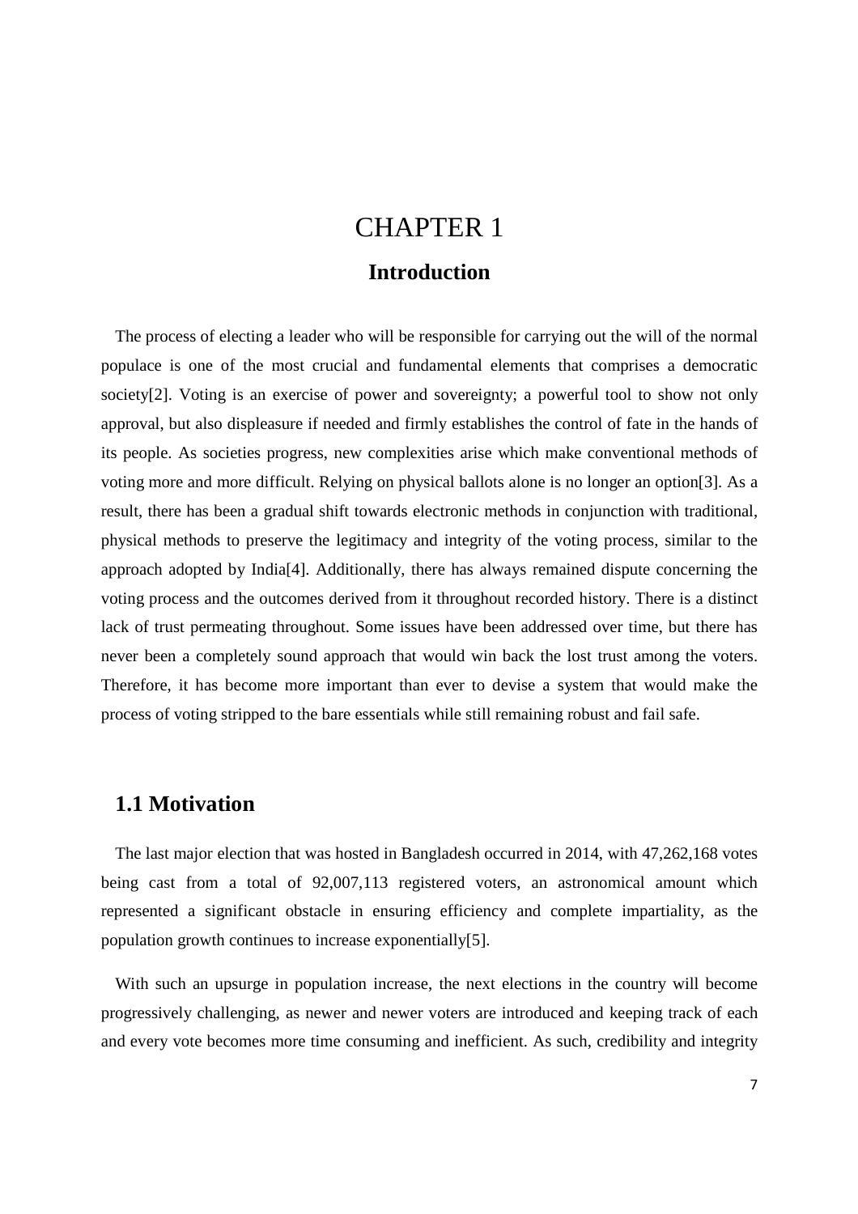# CHAPTER 1

## Introduction

The process of electing a leader who will be responsible for carrying out the will of the normal populace is one of the most crucial and fundamental elements that comprises a democratic society[2]. Voting is an exercise of power and sovereignty; a powerful tool to show not only approval, but also displeasure if needed and firmly establishes the control of fate in the hands of its people. As societies progress, new complexities arise which make conventional methods of voting more and more difficult. Relying on physical ballots alone is no longer an option[3]. As a result, there has been a gradual shift towards electronic methods in conjunction with traditional, physical methods to preserve the legitimacy and integrity of the voting process, similar to the approach adopted by India[4]. Additionally, there has always remained dispute concerning the voting process and the outcomes derived from it throughout recorded history. There is a distinct lack of trust permeating throughout. Some issues have been addressed over time, but there has never been a completely sound approach that would win back the lost trust among the voters. Therefore, it has become more important than ever to devise a system that would make the process of voting stripped to the bare essentials while still remaining robust and fail safe.

## 1.1 Motivation

The last major election that was hosted in Bangladesh occurred in 2014, with 47,262,168 votes being cast from a total of 92,007,113 registered voters, an astronomical amount which represented a significant obstacle in ensuring efficiency and complete impartiality, as the population growth continues to increase exponentially[5].

With such an upsurge in population increase, the next elections in the country will become progressively challenging, as newer and newer voters are introduced and keeping track of each and every vote becomes more time consuming and inefficient. As such, credibility and integrity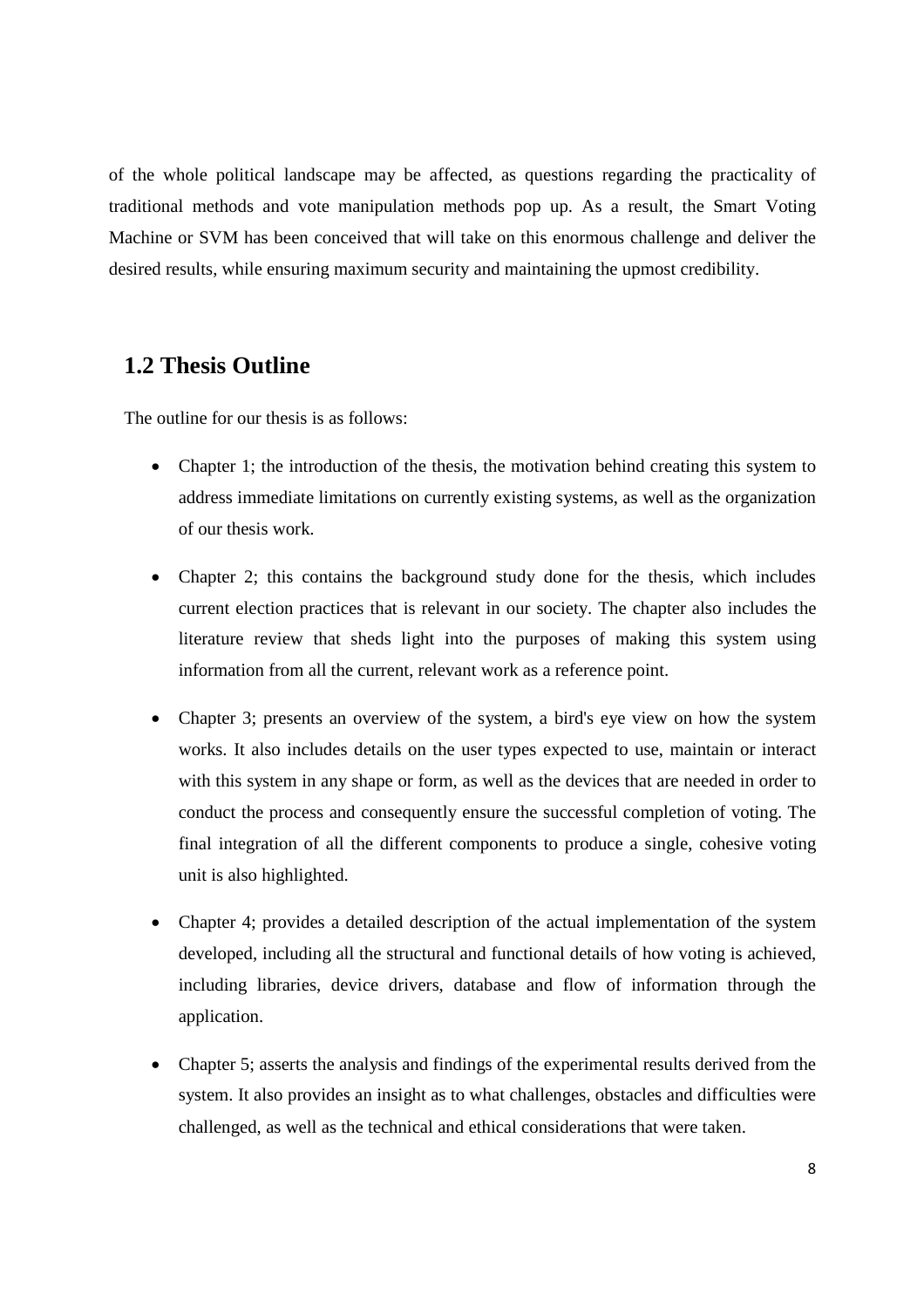of the whole political landscape may be affected, as questions regarding the practicality of traditional methods and vote manipulation methods pop up. As a result, the Smart Voting Machine or SVM has been conceived that will take on this enormous challenge and deliver the desired results, while ensuring maximum security and maintaining the upmost credibility.

## 1.2 Thesis Outline

The outline for our thesis is as follows:

- Chapter 1; the introduction of the thesis, the motivation behind creating this system to address immediate limitations on currently existing systems, as well as the organization of our thesis work.
- Chapter 2; this contains the background study done for the thesis, which includes current election practices that is relevant in our society. The chapter also includes the literature review that sheds light into the purposes of making this system using information from all the current, relevant work as a reference point.
- Chapter 3; presents an overview of the system, a bird's eye view on how the system works. It also includes details on the user types expected to use, maintain or interact with this system in any shape or form, as well as the devices that are needed in order to conduct the process and consequently ensure the successful completion of voting. The final integration of all the different components to produce a single, cohesive voting unit is also highlighted.
- Chapter 4; provides a detailed description of the actual implementation of the system developed, including all the structural and functional details of how voting is achieved, including libraries, device drivers, database and flow of information through the application.
- Chapter 5; asserts the analysis and findings of the experimental results derived from the system. It also provides an insight as to what challenges, obstacles and difficulties were challenged, as well as the technical and ethical considerations that were taken.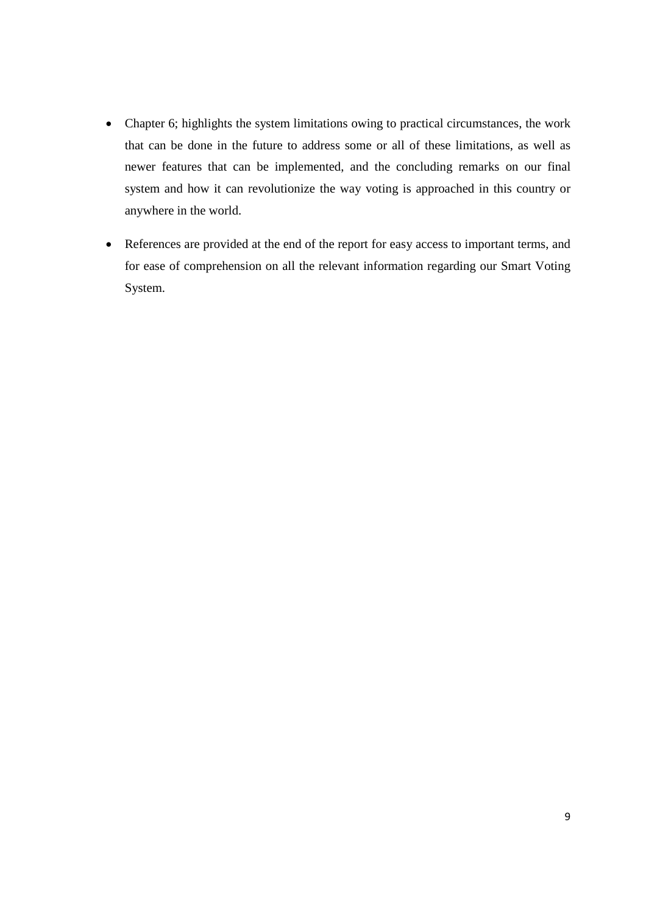- Chapter 6; highlights the system limitations owing to practical circumstances, the work that can be done in the future to address some or all of these limitations, as well as newer features that can be implemented, and the concluding remarks on our final system and how it can revolutionize the way voting is approached in this country or anywhere in the world.
- References are provided at the end of the report for easy access to important terms, and for ease of comprehension on all the relevant information regarding our Smart Voting System.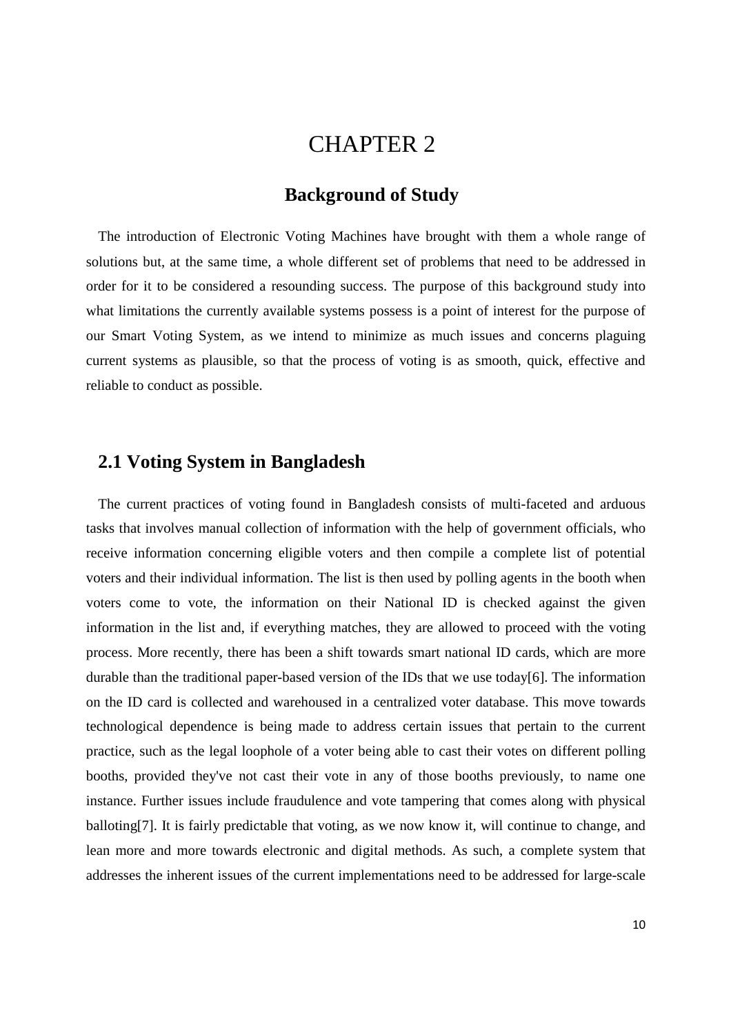# CHAPTER 2

## Background of Study

The introduction of Electronic Voting Machines have brought with them a whole range of solutions but, at the same time, a whole different set of problems that need to be addressed in order for it to be considered a resounding success. The purpose of this background study into what limitations the currently available systems possess is a point of interest for the purpose of our Smart Voting System, as we intend to minimize as much issues and concerns plaguing current systems as plausible, so that the process of voting is as smooth, quick, effective and reliable to conduct as possible.

## 2.1 Voting System in Bangladesh

The current practices of voting found in Bangladesh consists of multi-faceted and arduous tasks that involves manual collection of information with the help of government officials, who receive information concerning eligible voters and then compile a complete list of potential voters and their individual information. The list is then used by polling agents in the booth when voters come to vote, the information on their National ID is checked against the given information in the list and, if everything matches, they are allowed to proceed with the voting process. More recently, there has been a shift towards smart national ID cards, which are more durable than the traditional paper-based version of the IDs that we use today[6]. The information on the ID card is collected and warehoused in a centralized voter database. This move towards technological dependence is being made to address certain issues that pertain to the current practice, such as the legal loophole of a voter being able to cast their votes on different polling booths, provided they've not cast their vote in any of those booths previously, to name one instance. Further issues include fraudulence and vote tampering that comes along with physical balloting[7]. It is fairly predictable that voting, as we now know it, will continue to change, and lean more and more towards electronic and digital methods. As such, a complete system that addresses the inherent issues of the current implementations need to be addressed for large-scale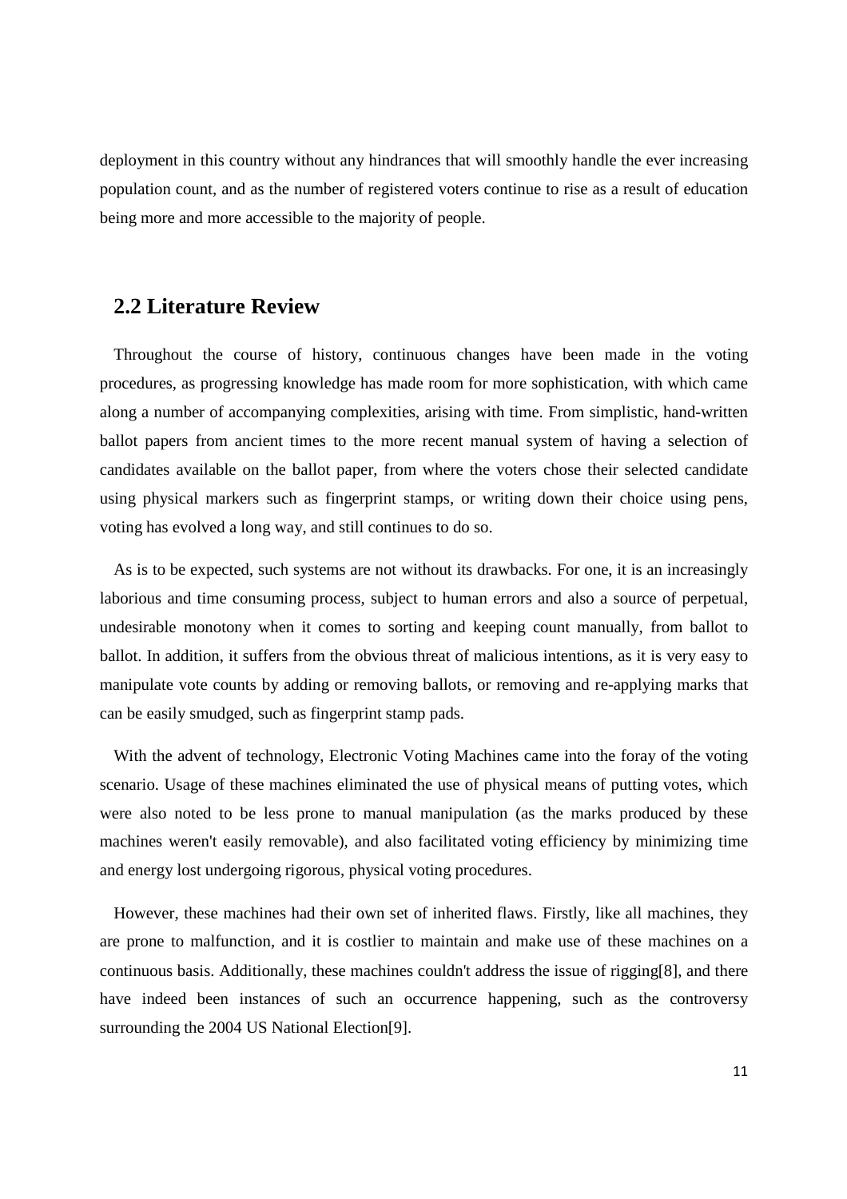deployment in this country without any hindrances that will smoothly handle the ever increasing population count, and as the number of registered voters continue to rise as a result of education being more and more accessible to the majority of people.

## 2.2 Literature Review

Throughout the course of history, continuous changes have been made in the voting procedures, as progressing knowledge has made room for more sophistication, with which came along a number of accompanying complexities, arising with time. From simplistic, hand-written ballot papers from ancient times to the more recent manual system of having a selection of candidates available on the ballot paper, from where the voters chose their selected candidate using physical markers such as fingerprint stamps, or writing down their choice using pens, voting has evolved a long way, and still continues to do so.

As is to be expected, such systems are not without its drawbacks. For one, it is an increasingly laborious and time consuming process, subject to human errors and also a source of perpetual, undesirable monotony when it comes to sorting and keeping count manually, from ballot to ballot. In addition, it suffers from the obvious threat of malicious intentions, as it is very easy to manipulate vote counts by adding or removing ballots, or removing and re-applying marks that can be easily smudged, such as fingerprint stamp pads.

With the advent of technology, Electronic Voting Machines came into the foray of the voting scenario. Usage of these machines eliminated the use of physical means of putting votes, which were also noted to be less prone to manual manipulation (as the marks produced by these machines weren't easily removable), and also facilitated voting efficiency by minimizing time and energy lost undergoing rigorous, physical voting procedures.

However, these machines had their own set of inherited flaws. Firstly, like all machines, they are prone to malfunction, and it is costlier to maintain and make use of these machines on a continuous basis. Additionally, these machines couldn't address the issue of rigging[8], and there have indeed been instances of such an occurrence happening, such as the controversy surrounding the 2004 US National Election[9].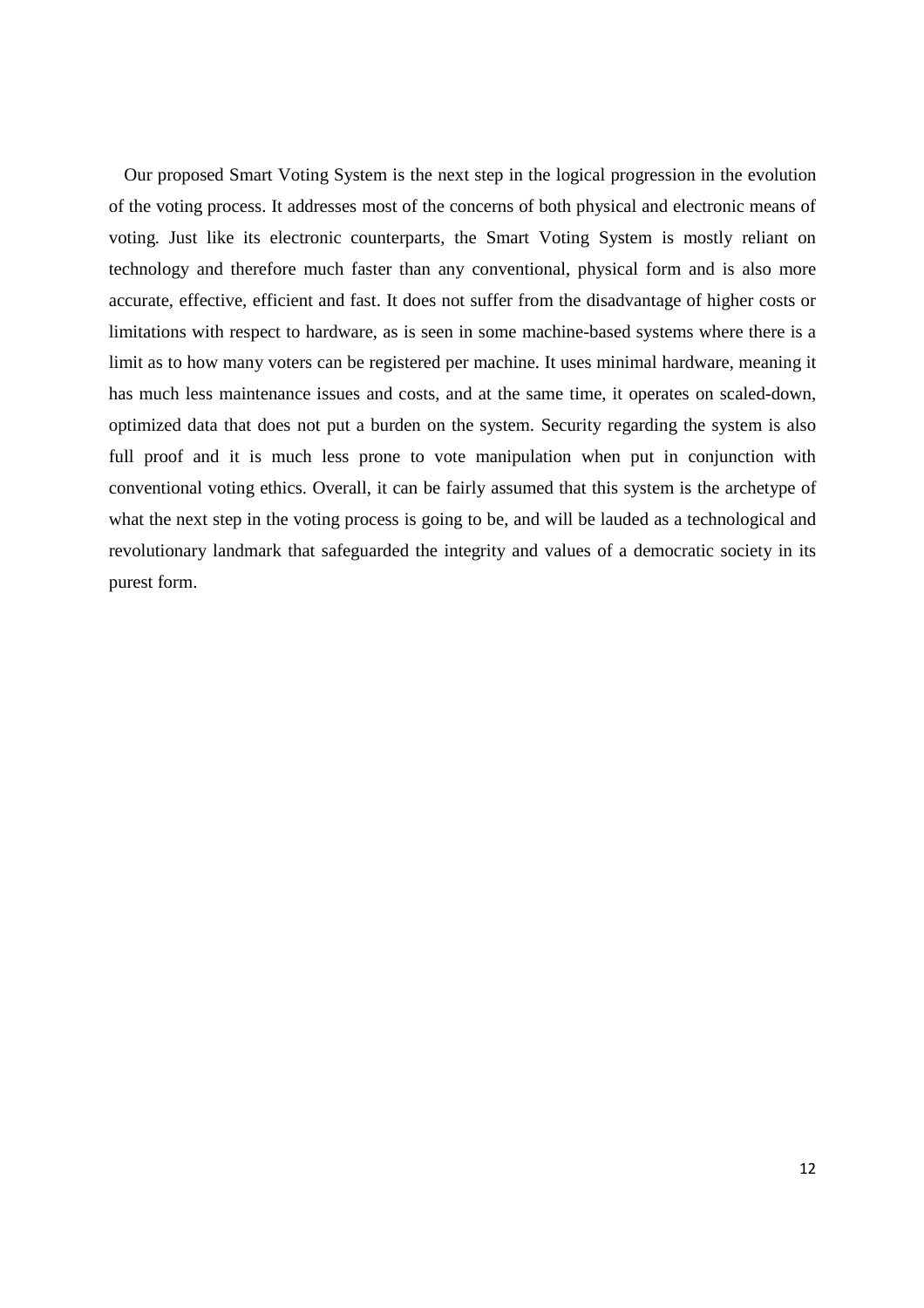Our proposed Smart Voting System is the next step in the logical progression in the evolution of the voting process. It addresses most of the concerns of both physical and electronic means of voting. Just like its electronic counterparts, the Smart Voting System is mostly reliant on technology and therefore much faster than any conventional, physical form and is also more accurate, effective, efficient and fast. It does not suffer from the disadvantage of higher costs or limitations with respect to hardware, as is seen in some machine-based systems where there is a limit as to how many voters can be registered per machine. It uses minimal hardware, meaning it has much less maintenance issues and costs, and at the same time, it operates on scaled-down, optimized data that does not put a burden on the system. Security regarding the system is also full proof and it is much less prone to vote manipulation when put in conjunction with conventional voting ethics. Overall, it can be fairly assumed that this system is the archetype of what the next step in the voting process is going to be, and will be lauded as a technological and revolutionary landmark that safeguarded the integrity and values of a democratic society in its purest form.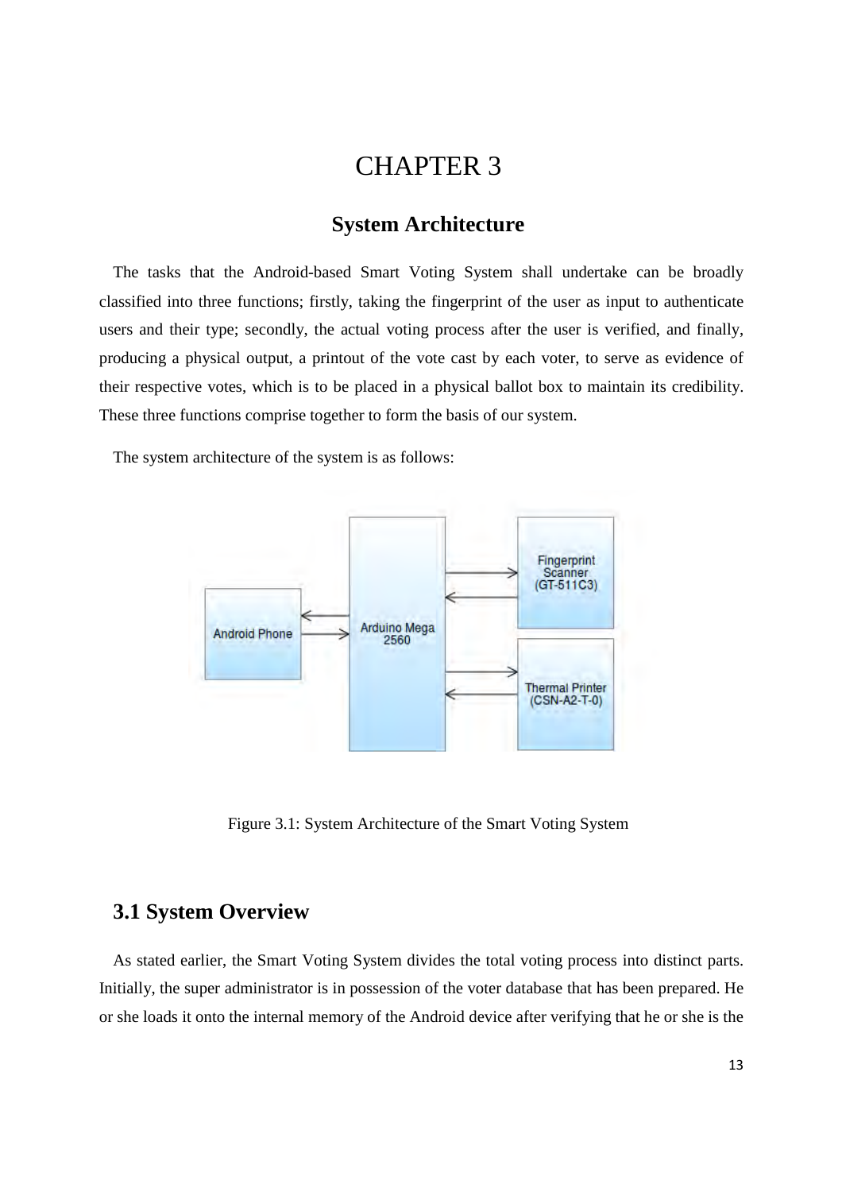# CHAPTER 3

## System Architecture

The tasks that the Android-based Smart Voting System shall undertake can be broadly classified into three functions; firstly, taking the fingerprint of the user as input to authenticate users and their type; secondly, the actual voting process after the user is verified, and finally, producing a physical output, a printout of the vote cast by each voter, to serve as evidence of their respective votes, which is to be placed in a physical ballot box to maintain its credibility. These three functions comprise together to form the basis of our system.

The system architecture of the system is as follows:

Figure 3.1: System Architecture of the Smart Voting System

### 3.1 System Overview

As stated earlier, the Smart Voting System divides the total voting process into distinct parts. Initially, the super administrator is in possession of the voter database that has been prepared. He or she loads it onto the internal memory of the Android device after verifying that he or she is the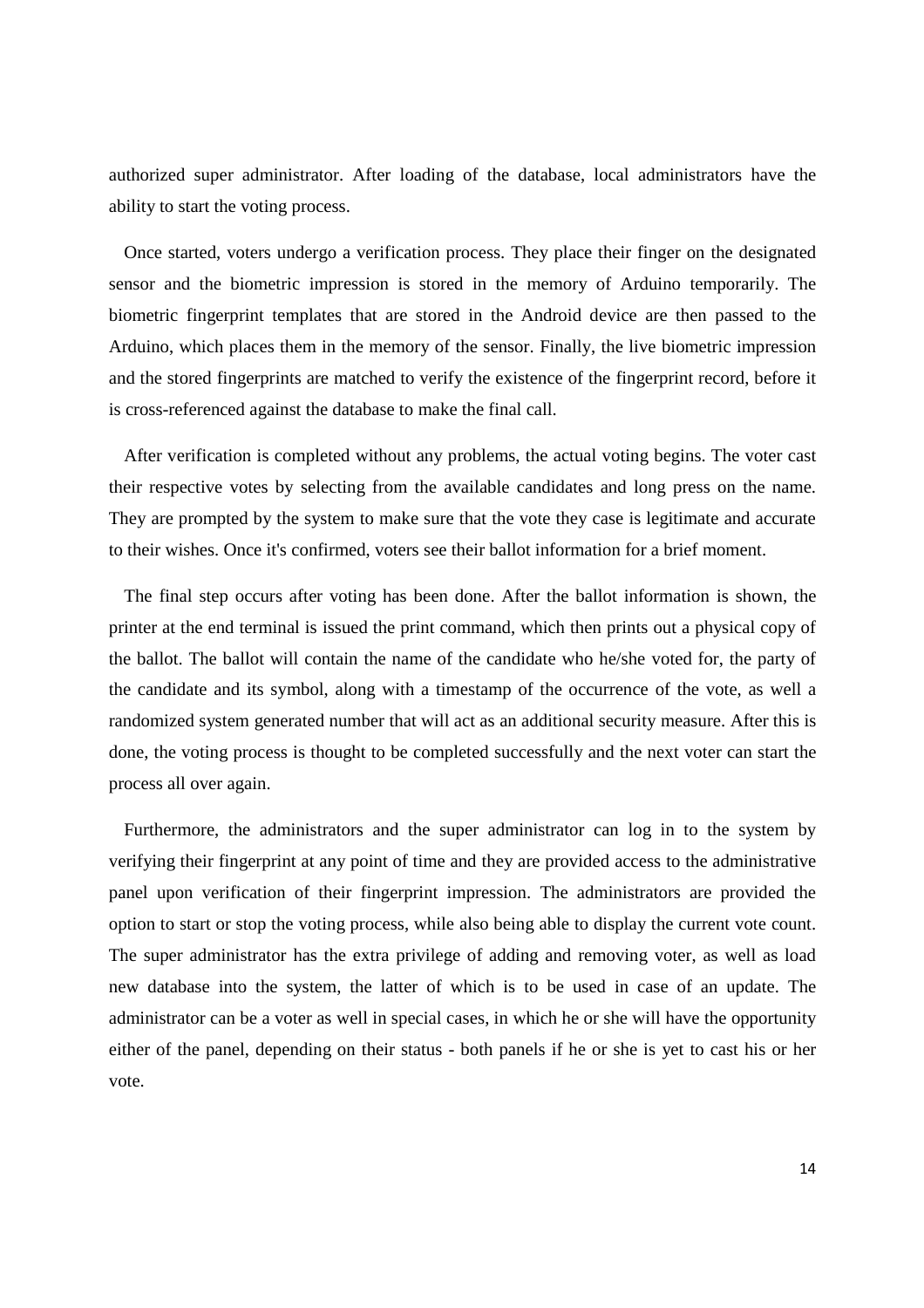authorized super administrator. After loading of the database, local administrators have the ability to start the voting process.

Once started, voters undergo a verification process. They place their finger on the designated sensor and the biometric impression is stored in the memory of Arduino temporarily. The biometric fingerprint templates that are stored in the Android device are then passed to the Arduino, which places them in the memory of the sensor. Finally, the live biometric impression and the stored fingerprints are matched to verify the existence of the fingerprint record, before it is cross-referenced against the database to make the final call.

After verification is completed without any problems, the actual voting begins. The voter cast their respective votes by selecting from the available candidates and long press on the name. They are prompted by the system to make sure that the vote they case is legitimate and accurate to their wishes. Once it's confirmed, voters see their ballot information for a brief moment.

The final step occurs after voting has been done. After the ballot information is shown, the printer at the end terminal is issued the print command, which then prints out a physical copy of the ballot. The ballot will contain the name of the candidate who he/she voted for, the party of the candidate and its symbol, along with a timestamp of the occurrence of the vote, as well a randomized system generated number that will act as an additional security measure. After this is done, the voting process is thought to be completed successfully and the next voter can start the process all over again.

Furthermore, the administrators and the super administrator can log in to the system by verifying their fingerprint at any point of time and they are provided access to the administrative panel upon verification of their fingerprint impression. The administrators are provided the option to start or stop the voting process, while also being able to display the current vote count. The super administrator has the extra privilege of adding and removing voter, as well as load new database into the system, the latter of which is to be used in case of an update. The administrator can be a voter as well in special cases, in which he or she will have the opportunity either of the panel, depending on their status - both panels if he or she is yet to cast his or her vote.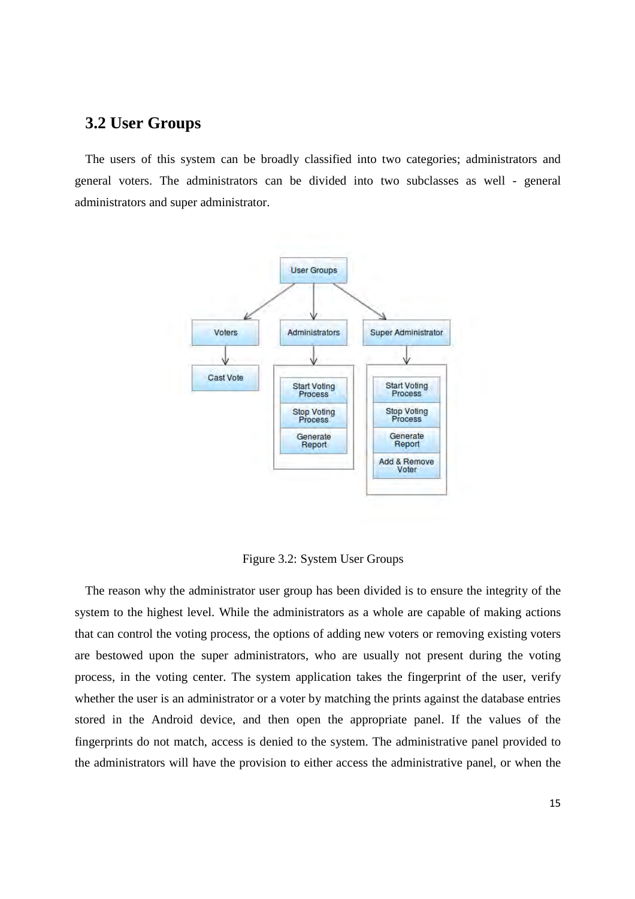## 3.2 User Groups

The users of this system can be broadly classified into two categories; administrators and general voters. The administrators can be divided into two subclasses as well - general administrators and super administrator.

Figure 3.2: System User Groups

The reason why the administrator user group has been divided is to ensure the integrity of the system to the highest level. While the administrators as a whole are capable of making actions that can control the voting process, the options of adding new voters or removing existing voters are bestowed upon the super administrators, who are usually not present during the voting process, in the voting center. The system application takes the fingerprint of the user, verify whether the user is an administrator or a voter by matching the prints against the database entries stored in the Android device, and then open the appropriate panel. If the values of the fingerprints do not match, access is denied to the system. The administrative panel provided to the administrators will have the provision to either access the administrative panel, or when the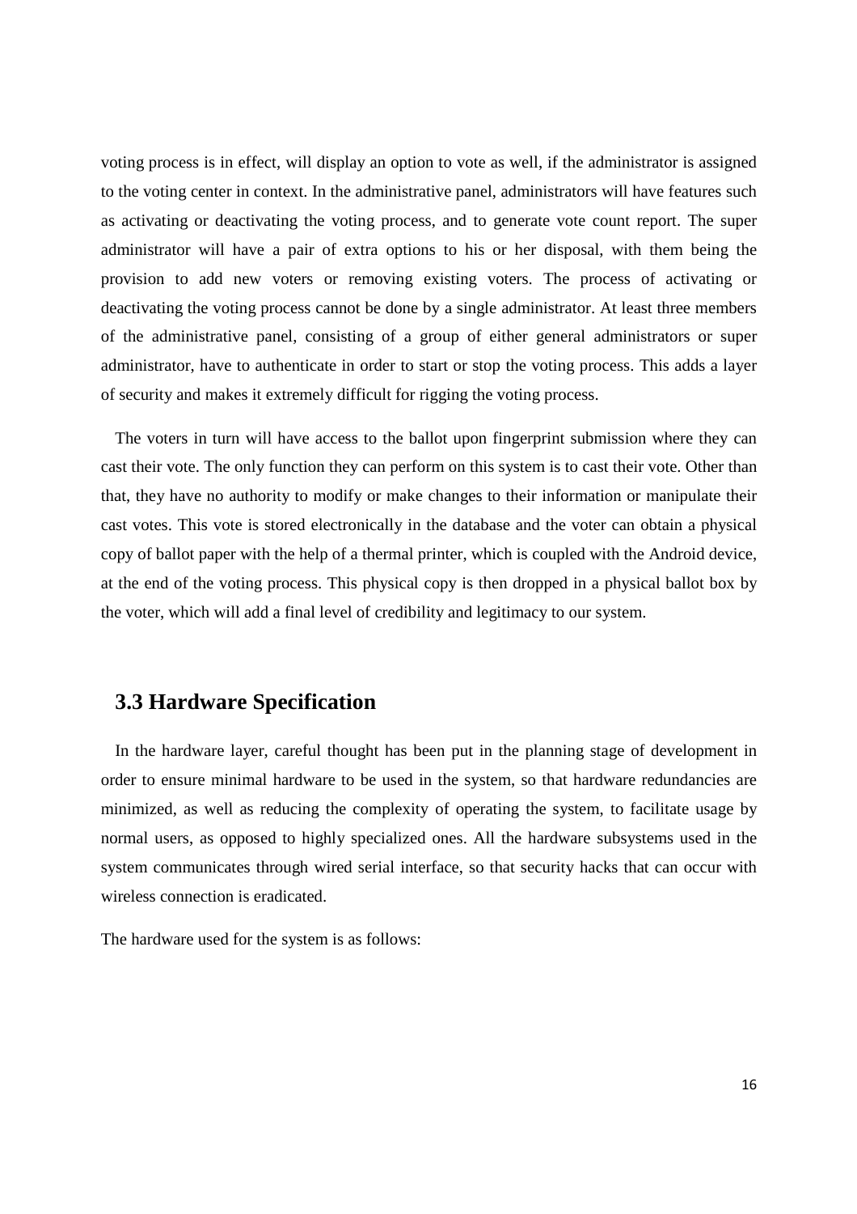voting process is in effect, will display an option to vote as well, if the administrator is assigned to the voting center in context. In the administrative panel, administrators will have features such as activating or deactivating the voting process, and to generate vote count report. The super administrator will have a pair of extra options to his or her disposal, with them being the provision to add new voters or removing existing voters. The process of activating or deactivating the voting process cannot be done by a single administrator. At least three members of the administrative panel, consisting of a group of either general administrators or super administrator, have to authenticate in order to start or stop the voting process. This adds a layer of security and makes it extremely difficult for rigging the voting process.

The voters in turn will have access to the ballot upon fingerprint submission where they can cast their vote. The only function they can perform on this system is to cast their vote. Other than that, they have no authority to modify or make changes to their information or manipulate their cast votes. This vote is stored electronically in the database and the voter can obtain a physical copy of ballot paper with the help of a thermal printer, which is coupled with the Android device, at the end of the voting process. This physical copy is then dropped in a physical ballot box by the voter, which will add a final level of credibility and legitimacy to our system.

## 3.3 Hardware Specification

In the hardware layer, careful thought has been put in the planning stage of development in order to ensure minimal hardware to be used in the system, so that hardware redundancies are minimized, as well as reducing the complexity of operating the system, to facilitate usage by normal users, as opposed to highly specialized ones. All the hardware subsystems used in the system communicates through wired serial interface, so that security hacks that can occur with wireless connection is eradicated.

The hardware used for the system is as follows: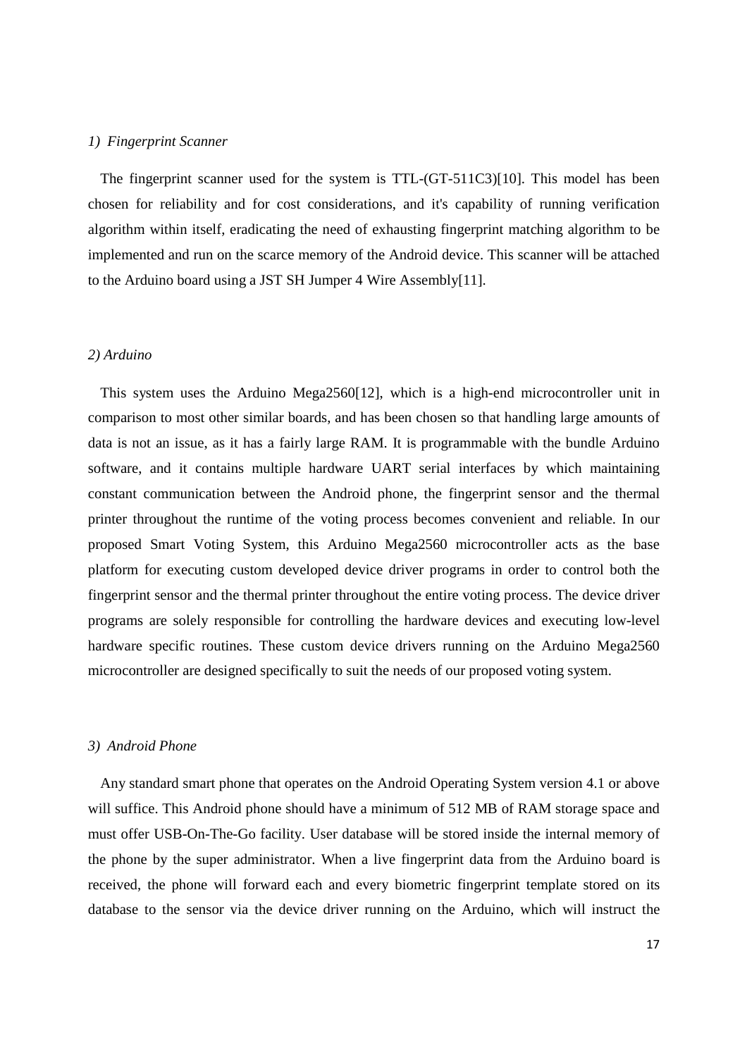*1) Fingerprint Scanner*

The fingerprint scanner used for the system is TTL-(GT-511C3)[10]. This model has been chosen for reliability and for cost considerations, and it's capability of running verification algorithm within itself, eradicating the need of exhausting fingerprint matching algorithm to be implemented and run on the scarce memory of the Android device. This scanner will be attached to the Arduino board using a JST SH Jumper 4 Wire Assembly[11].

*2) Arduino*

This system uses the Arduino Mega2560[12], which is a high-end microcontroller unit in comparison to most other similar boards, and has been chosen so that handling large amounts of data is not an issue, as it has a fairly large RAM. It is programmable with the bundle Arduino software, and it contains multiple hardware UART serial interfaces by which maintaining constant communication between the Android phone, the fingerprint sensor and the thermal printer throughout the runtime of the voting process becomes convenient and reliable. In our proposed Smart Voting System, this Arduino Mega2560 microcontroller acts as the base platform for executing custom developed device driver programs in order to control both the fingerprint sensor and the thermal printer throughout the entire voting process. The device driver programs are solely responsible for controlling the hardware devices and executing low-level hardware specific routines. These custom device drivers running on the Arduino Mega2560 microcontroller are designed specifically to suit the needs of our proposed voting system.

*3) Android Phone*

Any standard smart phone that operates on the Android Operating System version 4.1 or above will suffice. This Android phone should have a minimum of 512 MB of RAM storage space and must offer USB-On-The-Go facility. User database will be stored inside the internal memory of the phone by the super administrator. When a live fingerprint data from the Arduino board is received, the phone will forward each and every biometric fingerprint template stored on its database to the sensor via the device driver running on the Arduino, which will instruct the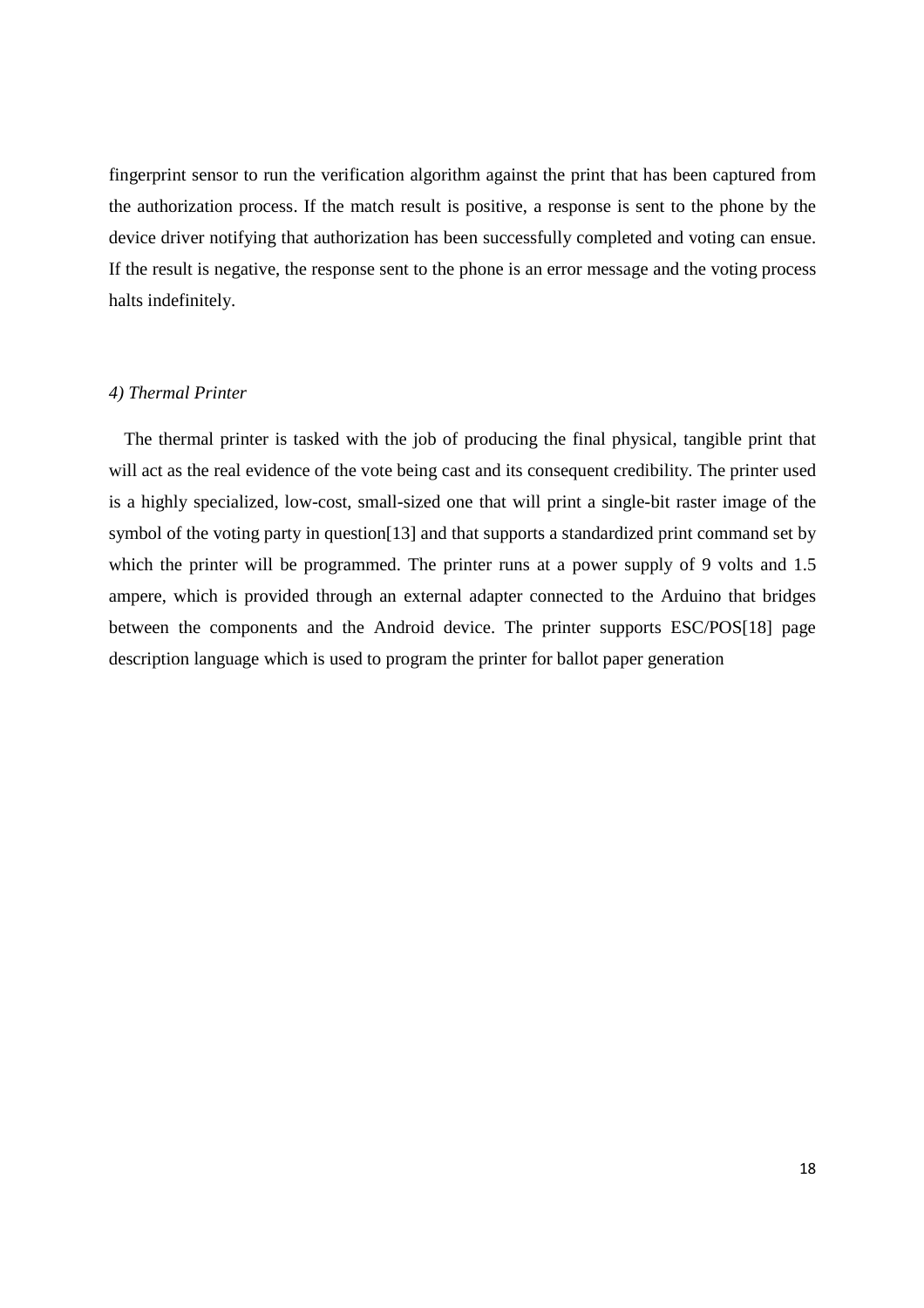fingerprint sensor to run the verification algorithm against the print that has been captured from the authorization process. If the match result is positive, a response is sent to the phone by the device driver notifying that authorization has been successfully completed and voting can ensue. If the result is negative, the response sent to the phone is an error message and the voting process halts indefinitely.

### *4) Thermal Printer*

The thermal printer is tasked with the job of producing the final physical, tangible print that will act as the real evidence of the vote being cast and its consequent credibility. The printer used is a highly specialized, low-cost, small-sized one that will print a single-bit raster image of the symbol of the voting party in question[13] and that supports a standardized print command set by which the printer will be programmed. The printer runs at a power supply of 9 volts and 1.5 ampere, which is provided through an external adapter connected to the Arduino that bridges between the components and the Android device. The printer supports ESC/POS[18] page description language which is used to program the printer for ballot paper generation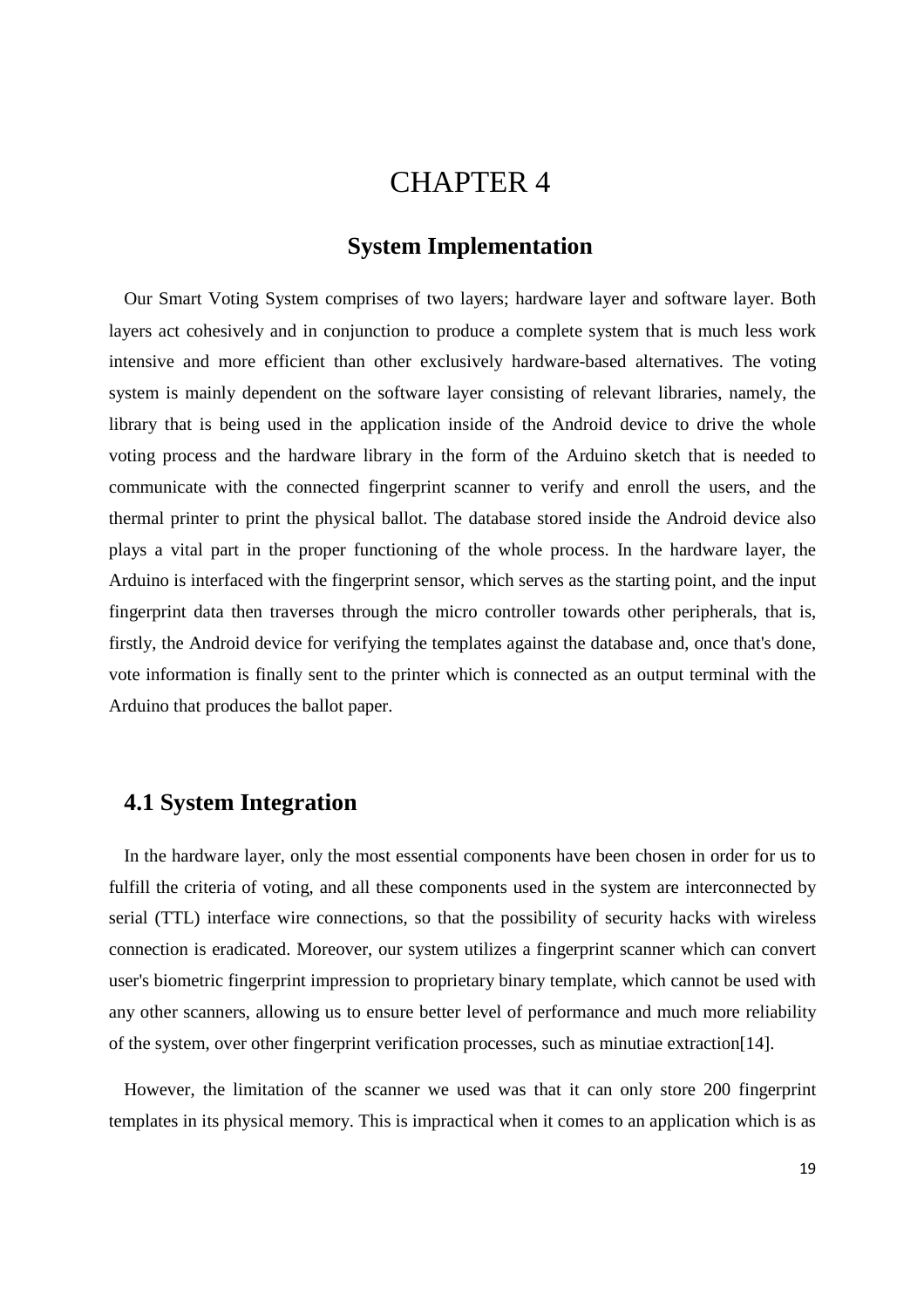# CHAPTER 4

## System Implementation

Our Smart Voting System comprises of two layers; hardware layer and software layer. Both layers act cohesively and in conjunction to produce a complete system that is much less work intensive and more efficient than other exclusively hardware-based alternatives. The voting system is mainly dependent on the software layer consisting of relevant libraries, namely, the library that is being used in the application inside of the Android device to drive the whole voting process and the hardware library in the form of the Arduino sketch that is needed to communicate with the connected fingerprint scanner to verify and enroll the users, and the thermal printer to print the physical ballot. The database stored inside the Android device also plays a vital part in the proper functioning of the whole process. In the hardware layer, the Arduino is interfaced with the fingerprint sensor, which serves as the starting point, and the input fingerprint data then traverses through the micro controller towards other peripherals, that is, firstly, the Android device for verifying the templates against the database and, once that's done, vote information is finally sent to the printer which is connected as an output terminal with the Arduino that produces the ballot paper.

## 4.1 System Integration

In the hardware layer, only the most essential components have been chosen in order for us to fulfill the criteria of voting, and all these components used in the system are interconnected by serial (TTL) interface wire connections, so that the possibility of security hacks with wireless connection is eradicated. Moreover, our system utilizes a fingerprint scanner which can convert user's biometric fingerprint impression to proprietary binary template, which cannot be used with any other scanners, allowing us to ensure better level of performance and much more reliability of the system, over other fingerprint verification processes, such as minutiae extraction[14].

However, the limitation of the scanner we used was that it can only store 200 fingerprint templates in its physical memory. This is impractical when it comes to an application which is as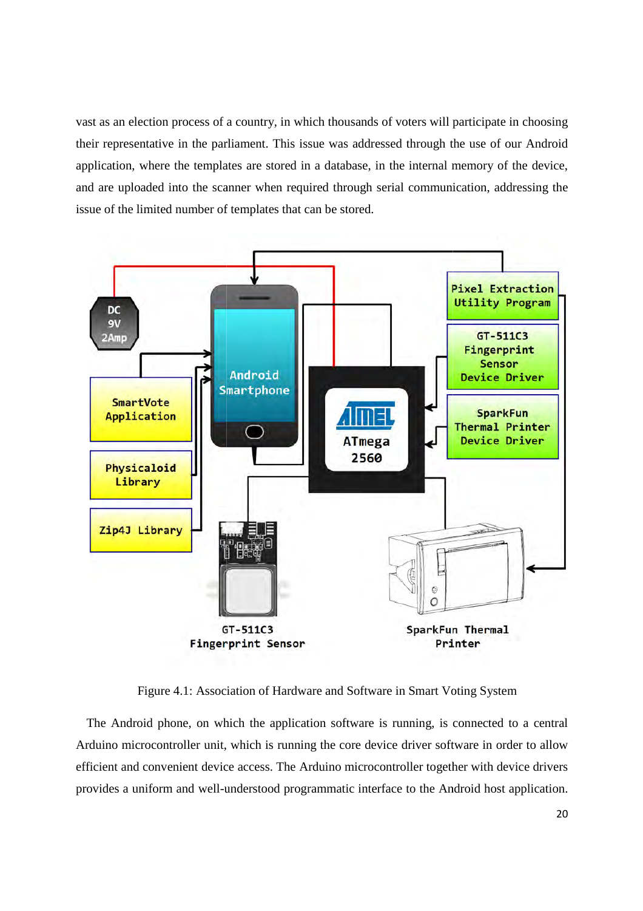vast as an election process of a country, in which thousands of voters will participate in choosing their representative in the parliament. This issue was addressed through the use of our Android application, where the templates are stored in a database, in the internal memory of the device, and are uploaded into the scanner when required through serial communication, addressing the issue of the limited number of templates that can be stored.

Figure 4.1: Association of Hardware and Software in Smart Voting System

The Android phone, on which the application software is running, is connected to a central Arduino microcontroller unit, which is running the core device driver software in order to allow efficient and convenient device access. The Arduino microcontroller together with device drivers provides a uniform and well-understood programmatic interface to the Android host application.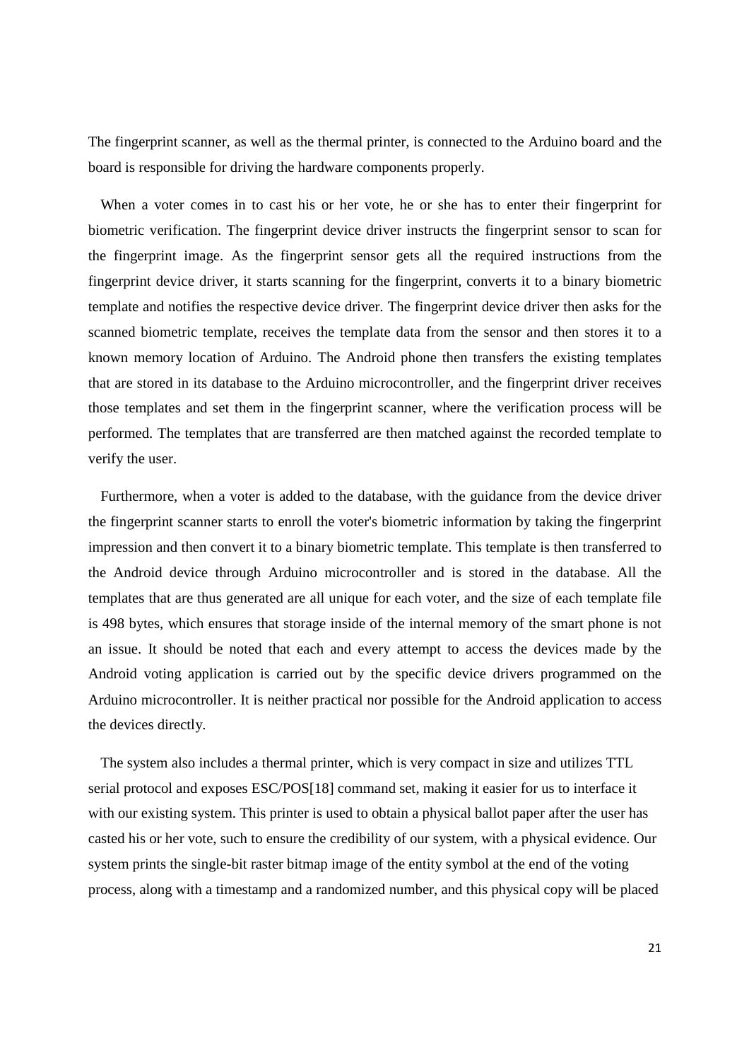The fingerprint scanner, as well as the thermal printer, is connected to the Arduino board and the board is responsible for driving the hardware components properly.

When a voter comes in to cast his or her vote, he or she has to enter their fingerprint for biometric verification. The fingerprint device driver instructs the fingerprint sensor to scan for the fingerprint image. As the fingerprint sensor gets all the required instructions from the fingerprint device driver, it starts scanning for the fingerprint, converts it to a binary biometric template and notifies the respective device driver. The fingerprint device driver then asks for the scanned biometric template, receives the template data from the sensor and then stores it to a known memory location of Arduino. The Android phone then transfers the existing templates that are stored in its database to the Arduino microcontroller, and the fingerprint driver receives those templates and set them in the fingerprint scanner, where the verification process will be performed. The templates that are transferred are then matched against the recorded template to verify the user.

Furthermore, when a voter is added to the database, with the guidance from the device driver the fingerprint scanner starts to enroll the voter's biometric information by taking the fingerprint impression and then convert it to a binary biometric template. This template is then transferred to the Android device through Arduino microcontroller and is stored in the database. All the templates that are thus generated are all unique for each voter, and the size of each template file is 498 bytes, which ensures that storage inside of the internal memory of the smart phone is not an issue. It should be noted that each and every attempt to access the devices made by the Android voting application is carried out by the specific device drivers programmed on the Arduino microcontroller. It is neither practical nor possible for the Android application to access the devices directly.

The system also includes a thermal printer, which is very compact in size and utilizes TTL serial protocol and exposes ESC/POS[18] command set, making it easier for us to interface it with our existing system. This printer is used to obtain a physical ballot paper after the user has casted his or her vote, such to ensure the credibility of our system, with a physical evidence. Our system prints the single-bit raster bitmap image of the entity symbol at the end of the voting process, along with a timestamp and a randomized number, and this physical copy will be placed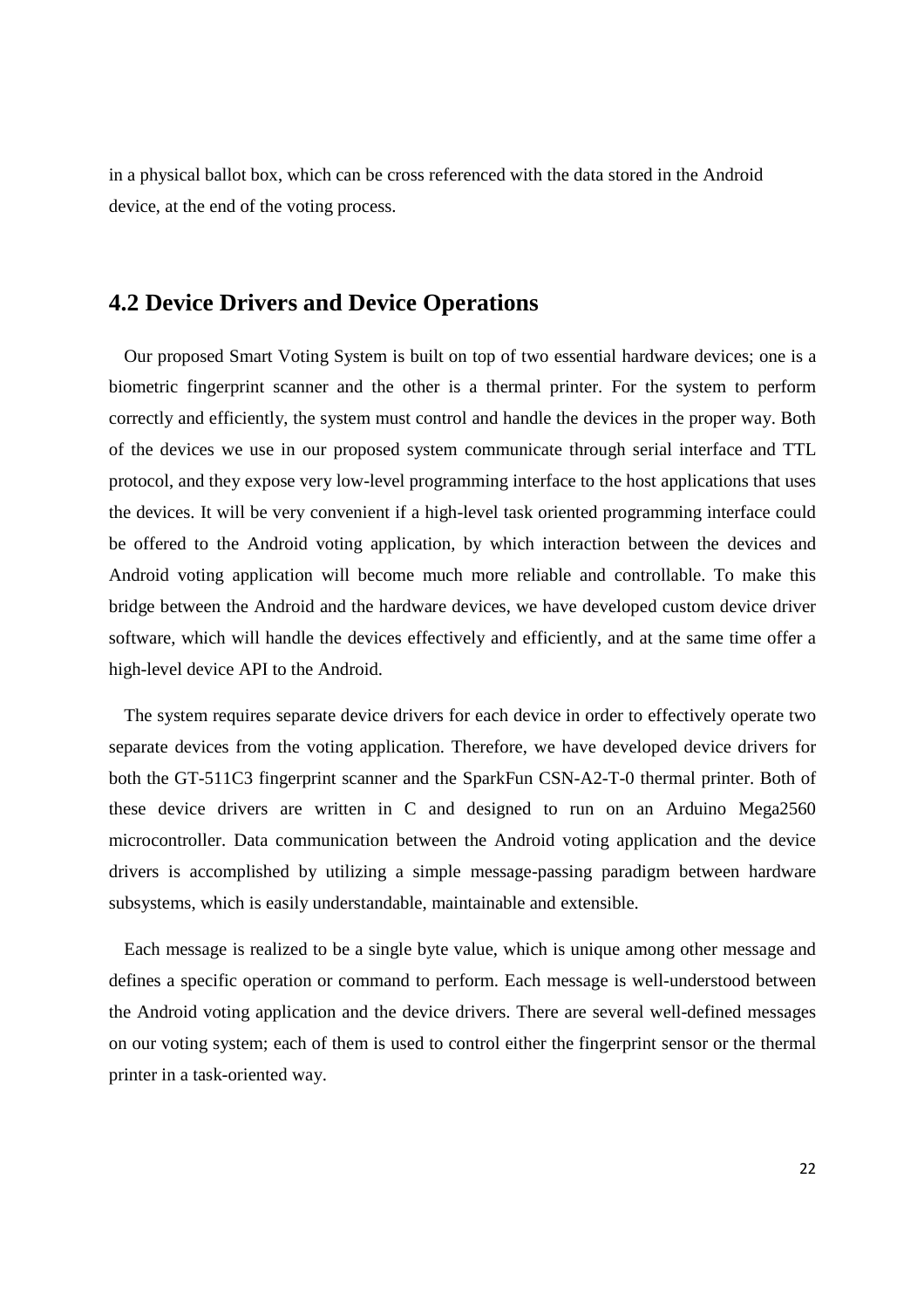in a physical ballot box, which can be cross referenced with the data stored in the Android device, at the end of the voting process.

## 4.2 Device Drivers and Device Operations

Our proposed Smart Voting System is built on top of two essential hardware devices; one is a biometric fingerprint scanner and the other is a thermal printer. For the system to perform correctly and efficiently, the system must control and handle the devices in the proper way. Both of the devices we use in our proposed system communicate through serial interface and TTL protocol, and they expose very low-level programming interface to the host applications that uses the devices. It will be very convenient if a high-level task oriented programming interface could be offered to the Android voting application, by which interaction between the devices and Android voting application will become much more reliable and controllable. To make this bridge between the Android and the hardware devices, we have developed custom device driver software, which will handle the devices effectively and efficiently, and at the same time offer a high-level device API to the Android.

The system requires separate device drivers for each device in order to effectively operate two separate devices from the voting application. Therefore, we have developed device drivers for both the GT-511C3 fingerprint scanner and the SparkFun CSN-A2-T-0 thermal printer. Both of these device drivers are written in C and designed to run on an Arduino Mega2560 microcontroller. Data communication between the Android voting application and the device drivers is accomplished by utilizing a simple message-passing paradigm between hardware subsystems, which is easily understandable, maintainable and extensible.

Each message is realized to be a single byte value, which is unique among other message and defines a specific operation or command to perform. Each message is well-understood between the Android voting application and the device drivers. There are several well-defined messages on our voting system; each of them is used to control either the fingerprint sensor or the thermal printer in a task-oriented way.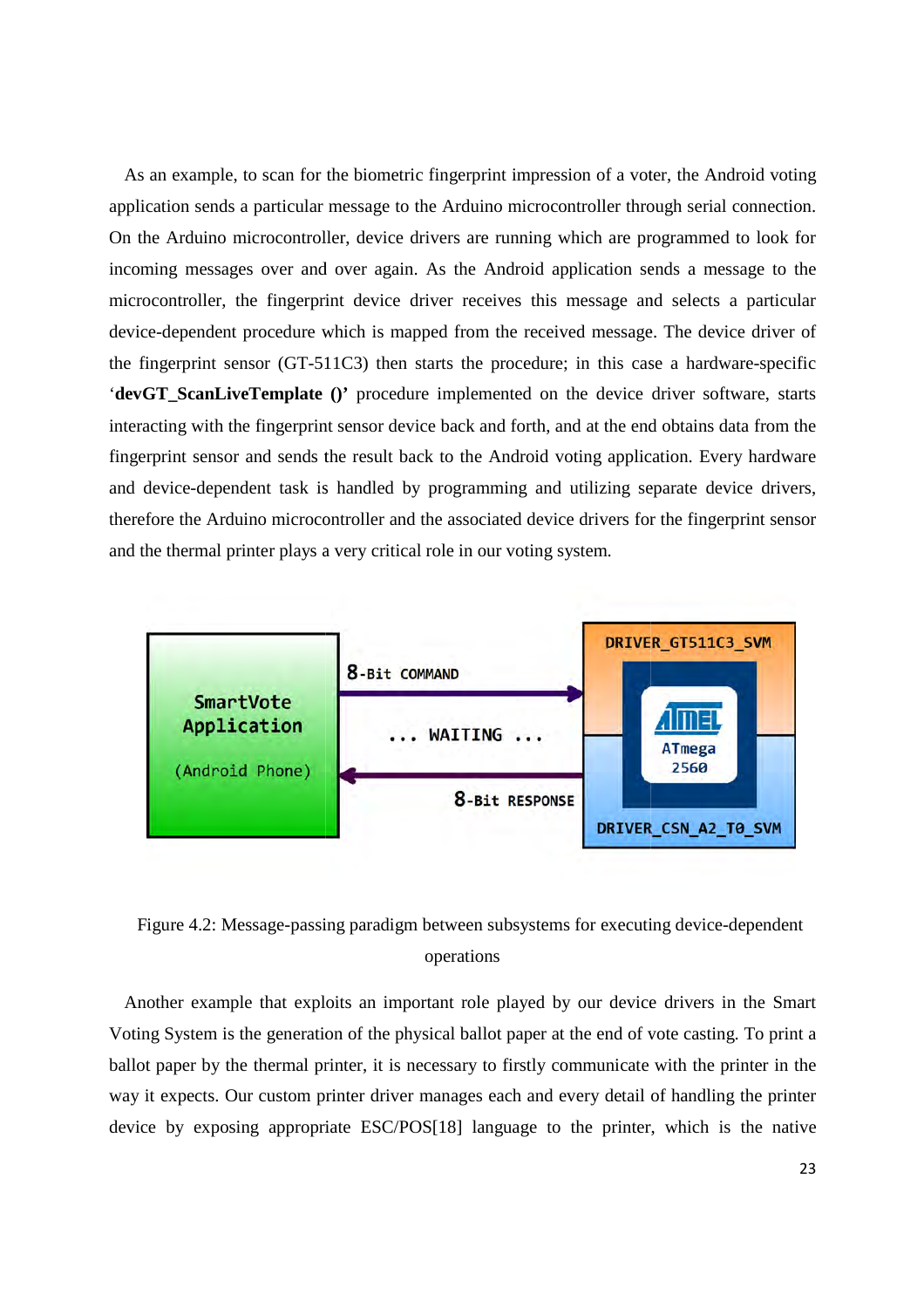As an example, to scan for the biometric fingerprint impression of a voter, the Android voting application sends a particular message to the Arduino microcontroller through serial connection. On the Arduino microcontroller, device drivers are running which are programmed to look for incoming messages over and over again. As the Android application sends a message to the microcontroller, the fingerprint device driver receives this message and selects a particular device-dependent procedure which is mapped from the received message. The device driver of the fingerprint sensor (GT-511C3) then starts the procedure; in this case a hardware-specific '**devGT_ScanLiveTemplate ()**' procedure implemented on the device driver software, starts interacting with the fingerprint sensor device back and forth, and at the end obtains data from the fingerprint sensor and sends the result back to the Android voting application. Every hardware and device-dependent task is handled by programming and utilizing separate device drivers, therefore the Arduino microcontroller and the associated device drivers for the fingerprint sensor and the thermal printer plays a very critical role in our voting system.

Figure 4.2: Message-passing paradigm between subsystems for executing device-dependent operations

Another example that exploits an important role played by our device drivers in the Smart Voting System is the generation of the physical ballot paper at the end of vote casting. To print a ballot paper by the thermal printer, it is necessary to firstly communicate with the printer in the way it expects. Our custom printer driver manages each and every detail of handling the printer device by exposing appropriate ESC/POS[18] language to the printer, which is the native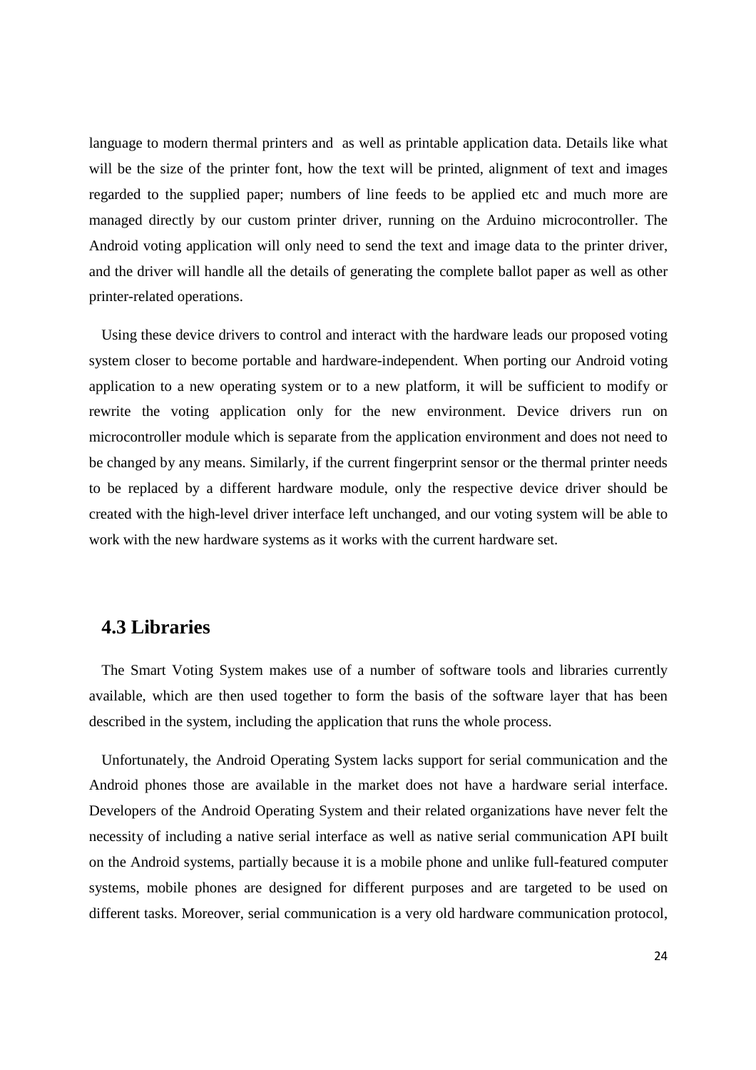language to modern thermal printers and as well as printable application data. Details like what will be the size of the printer font, how the text will be printed, alignment of text and images regarded to the supplied paper; numbers of line feeds to be applied etc and much more are managed directly by our custom printer driver, running on the Arduino microcontroller. The Android voting application will only need to send the text and image data to the printer driver, and the driver will handle all the details of generating the complete ballot paper as well as other printer-related operations.

Using these device drivers to control and interact with the hardware leads our proposed voting system closer to become portable and hardware-independent. When porting our Android voting application to a new operating system or to a new platform, it will be sufficient to modify or rewrite the voting application only for the new environment. Device drivers run on microcontroller module which is separate from the application environment and does not need to be changed by any means. Similarly, if the current fingerprint sensor or the thermal printer needs to be replaced by a different hardware module, only the respective device driver should be created with the high-level driver interface left unchanged, and our voting system will be able to work with the new hardware systems as it works with the current hardware set.

## 4.3 Libraries

The Smart Voting System makes use of a number of software tools and libraries currently available, which are then used together to form the basis of the software layer that has been described in the system, including the application that runs the whole process.

Unfortunately, the Android Operating System lacks support for serial communication and the Android phones those are available in the market does not have a hardware serial interface. Developers of the Android Operating System and their related organizations have never felt the necessity of including a native serial interface as well as native serial communication API built on the Android systems, partially because it is a mobile phone and unlike full-featured computer systems, mobile phones are designed for different purposes and are targeted to be used on different tasks. Moreover, serial communication is a very old hardware communication protocol,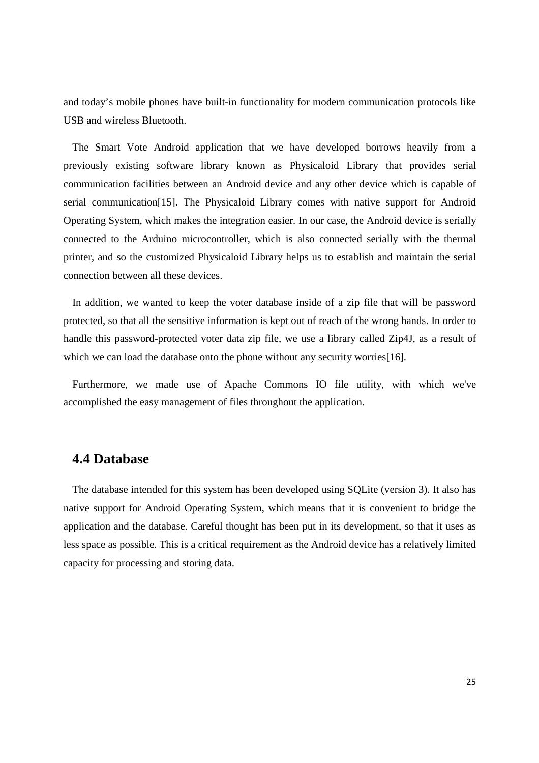and today's mobile phones have built-in functionality for modern communication protocols like USB and wireless Bluetooth.

The Smart Vote Android application that we have developed borrows heavily from a previously existing software library known as Physicaloid Library that provides serial communication facilities between an Android device and any other device which is capable of serial communication[15]. The Physicaloid Library comes with native support for Android Operating System, which makes the integration easier. In our case, the Android device is serially connected to the Arduino microcontroller, which is also connected serially with the thermal printer, and so the customized Physicaloid Library helps us to establish and maintain the serial connection between all these devices.

In addition, we wanted to keep the voter database inside of a zip file that will be password protected, so that all the sensitive information is kept out of reach of the wrong hands. In order to handle this password-protected voter data zip file, we use a library called Zip4J, as a result of which we can load the database onto the phone without any security worries[16].

Furthermore, we made use of Apache Commons IO file utility, with which we've accomplished the easy management of files throughout the application.

## 4.4 Database

The database intended for this system has been developed using SQLite (version 3). It also has native support for Android Operating System, which means that it is convenient to bridge the application and the database. Careful thought has been put in its development, so that it uses as less space as possible. This is a critical requirement as the Android device has a relatively limited capacity for processing and storing data.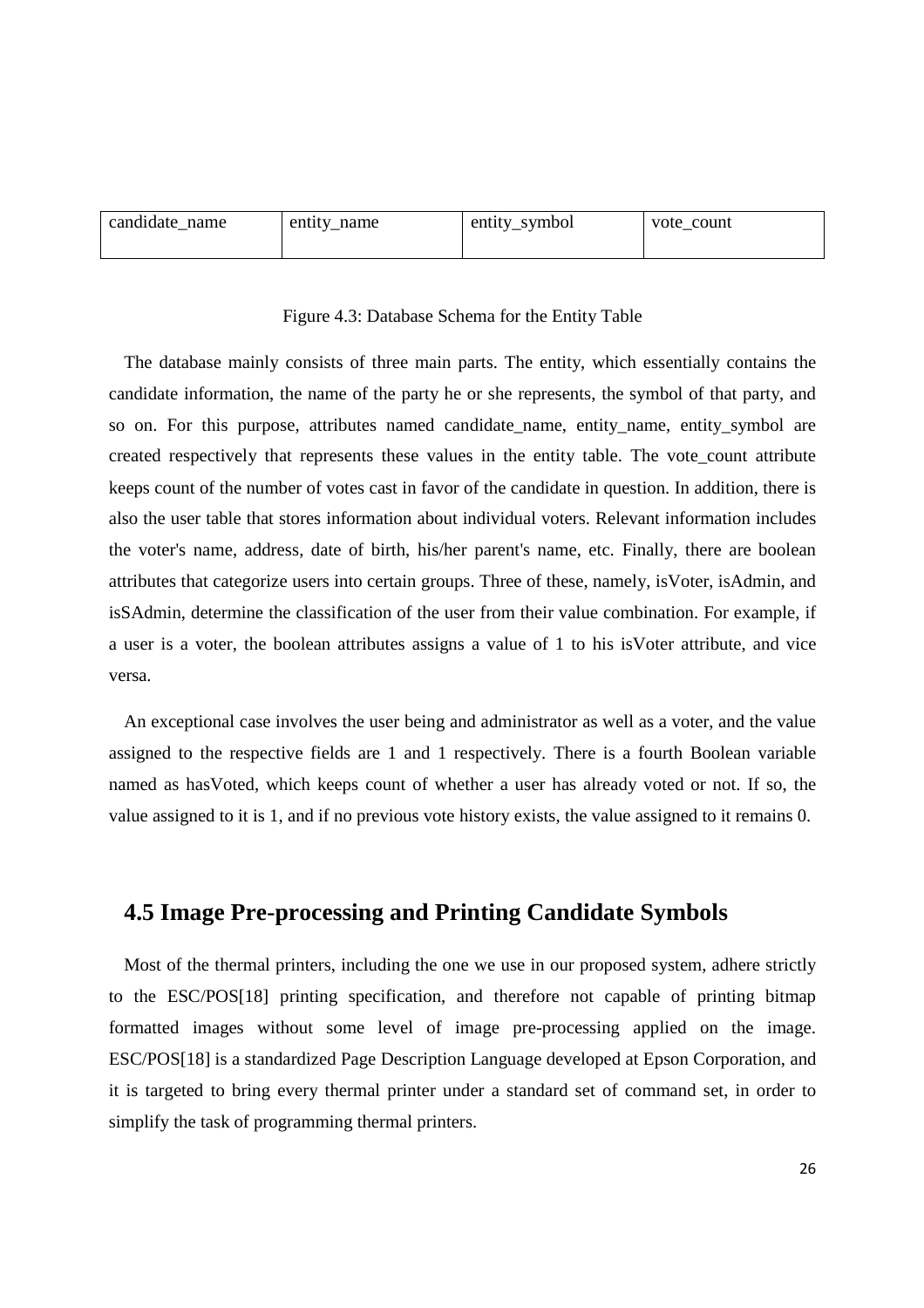| candidate_name | entity_name | entity_symbol | vote_count |
| --- | --- | --- | --- |
| | | | |

Figure 4.3: Database Schema for the Entity Table

The database mainly consists of three main parts. The entity, which essentially contains the candidate information, the name of the party he or she represents, the symbol of that party, and so on. For this purpose, attributes named candidate_name, entity_name, entity_symbol are created respectively that represents these values in the entity table. The vote_count attribute keeps count of the number of votes cast in favor of the candidate in question. In addition, there is also the user table that stores information about individual voters. Relevant information includes the voter's name, address, date of birth, his/her parent's name, etc. Finally, there are boolean attributes that categorize users into certain groups. Three of these, namely, isVoter, isAdmin, and isSAdmin, determine the classification of the user from their value combination. For example, if a user is a voter, the boolean attributes assigns a value of 1 to his isVoter attribute, and vice versa.

An exceptional case involves the user being and administrator as well as a voter, and the value assigned to the respective fields are 1 and 1 respectively. There is a fourth Boolean variable named as hasVoted, which keeps count of whether a user has already voted or not. If so, the value assigned to it is 1, and if no previous vote history exists, the value assigned to it remains 0.

## 4.5 Image Pre-processing and Printing Candidate Symbols

Most of the thermal printers, including the one we use in our proposed system, adhere strictly to the ESC/POS[18] printing specification, and therefore not capable of printing bitmap formatted images without some level of image pre-processing applied on the image. ESC/POS[18] is a standardized Page Description Language developed at Epson Corporation, and it is targeted to bring every thermal printer under a standard set of command set, in order to simplify the task of programming thermal printers.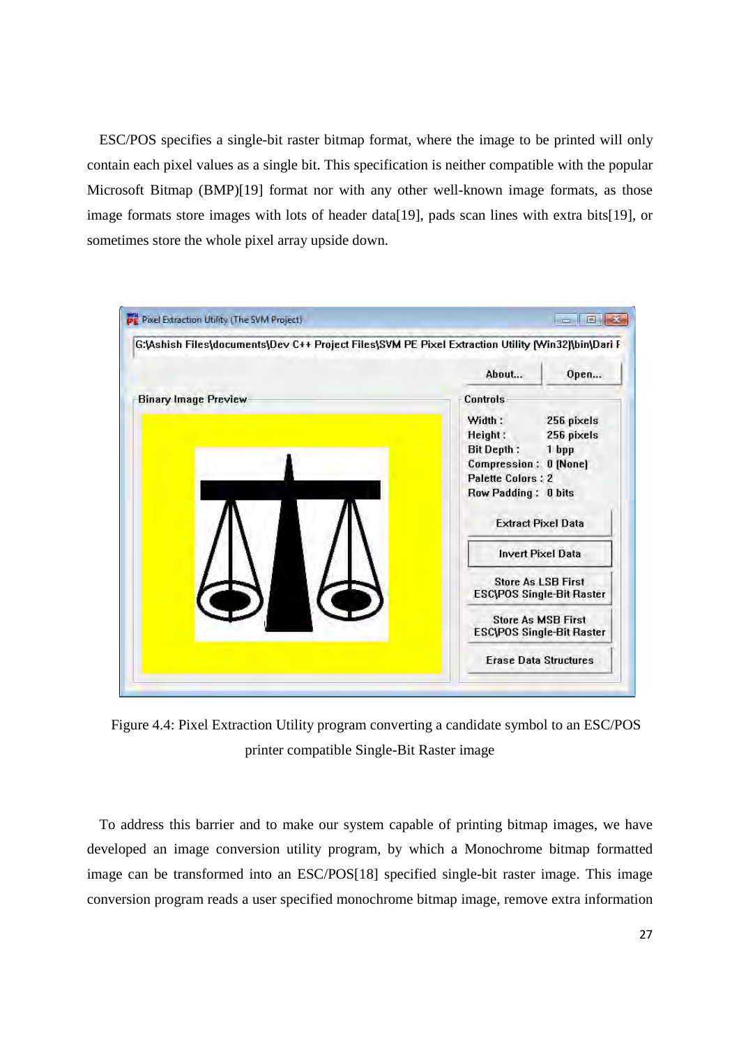ESC/POS specifies a single-bit raster bitmap format, where the image to be printed will only contain each pixel values as a single bit. This specification is neither compatible with the popular Microsoft Bitmap (BMP)[19] format nor with any other well-known image formats, as those image formats store images with lots of header data[19], pads scan lines with extra bits[19], or sometimes store the whole pixel array upside down.

Figure 4.4: Pixel Extraction Utility program converting a candidate symbol to an ESC/POS printer compatible Single-Bit Raster image

To address this barrier and to make our system capable of printing bitmap images, we have developed an image conversion utility program, by which a Monochrome bitmap formatted image can be transformed into an ESC/POS[18] specified single-bit raster image. This image conversion program reads a user specified monochrome bitmap image, remove extra information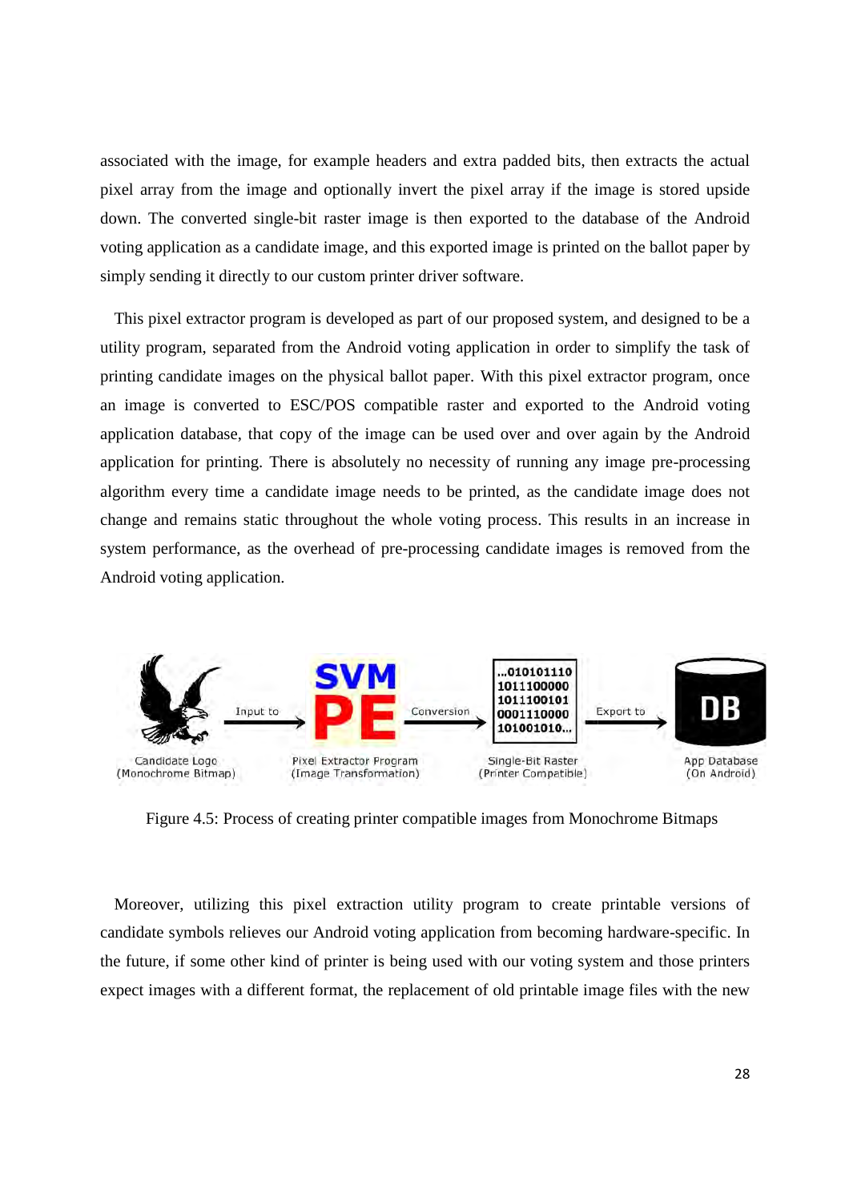associated with the image, for example headers and extra padded bits, then extracts the actual pixel array from the image and optionally invert the pixel array if the image is stored upside down. The converted single-bit raster image is then exported to the database of the Android voting application as a candidate image, and this exported image is printed on the ballot paper by simply sending it directly to our custom printer driver software.

This pixel extractor program is developed as part of our proposed system, and designed to be a utility program, separated from the Android voting application in order to simplify the task of printing candidate images on the physical ballot paper. With this pixel extractor program, once an image is converted to ESC/POS compatible raster and exported to the Android voting application database, that copy of the image can be used over and over again by the Android application for printing. There is absolutely no necessity of running any image pre-processing algorithm every time a candidate image needs to be printed, as the candidate image does not change and remains static throughout the whole voting process. This results in an increase in system performance, as the overhead of pre-processing candidate images is removed from the Android voting application.

Figure 4.5: Process of creating printer compatible images from Monochrome Bitmaps

Moreover, utilizing this pixel extraction utility program to create printable versions of candidate symbols relieves our Android voting application from becoming hardware-specific. In the future, if some other kind of printer is being used with our voting system and those printers expect images with a different format, the replacement of old printable image files with the new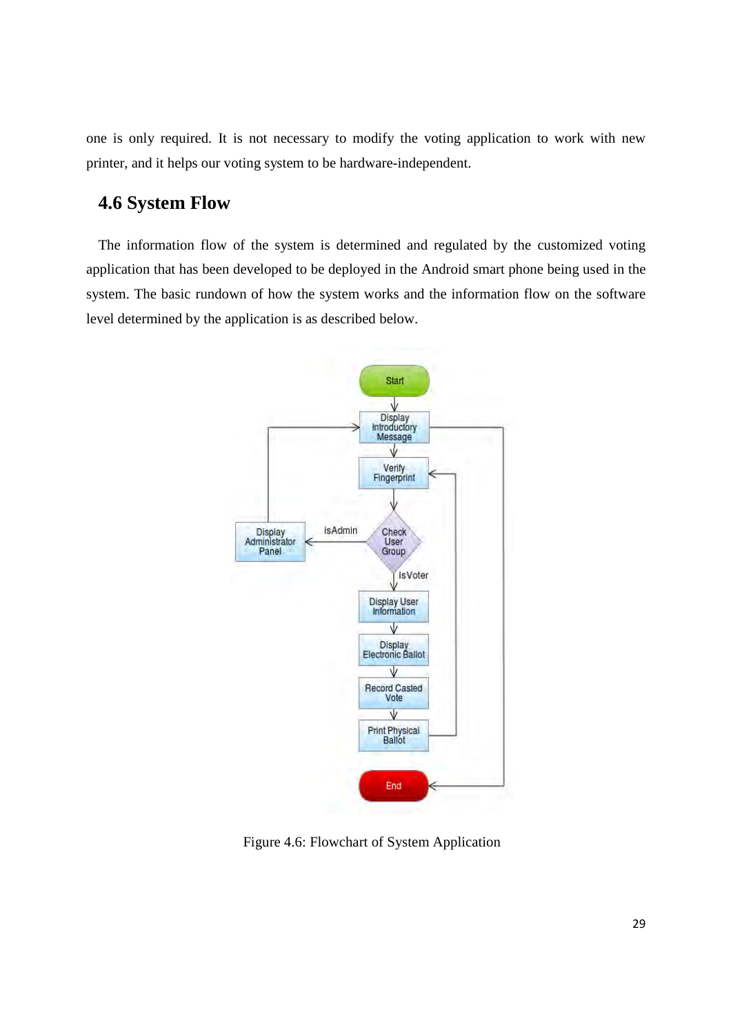one is only required. It is not necessary to modify the voting application to work with new printer, and it helps our voting system to be hardware-independent.

## 4.6 System Flow

The information flow of the system is determined and regulated by the customized voting application that has been developed to be deployed in the Android smart phone being used in the system. The basic rundown of how the system works and the information flow on the software level determined by the application is as described below.

Figure 4.6: Flowchart of System Application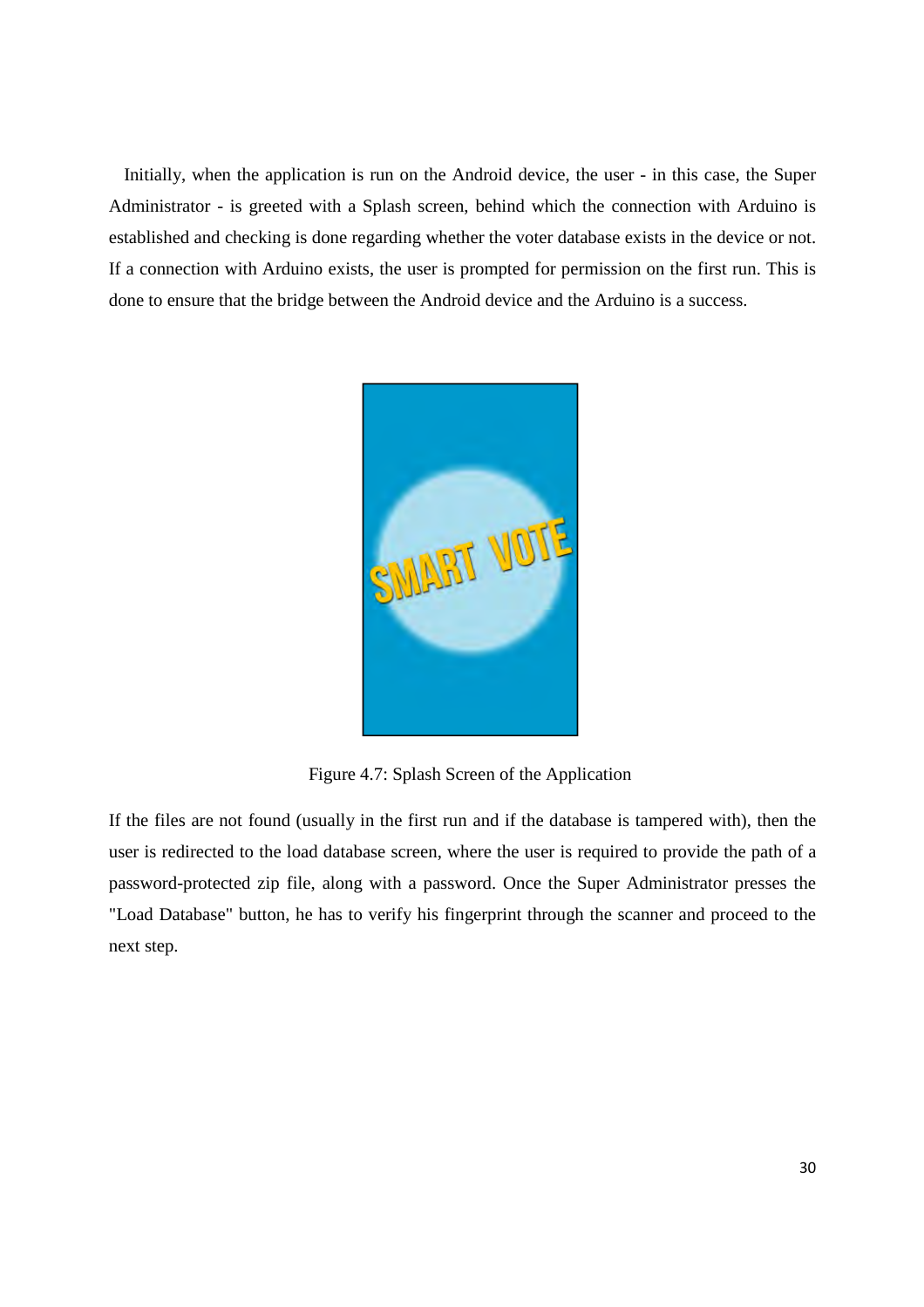Initially, when the application is run on the Android device, the user - in this case, the Super Administrator - is greeted with a Splash screen, behind which the connection with Arduino is established and checking is done regarding whether the voter database exists in the device or not. If a connection with Arduino exists, the user is prompted for permission on the first run. This is done to ensure that the bridge between the Android device and the Arduino is a success.

Figure 4.7: Splash Screen of the Application

If the files are not found (usually in the first run and if the database is tampered with), then the user is redirected to the load database screen, where the user is required to provide the path of a password-protected zip file, along with a password. Once the Super Administrator presses the "Load Database" button, he has to verify his fingerprint through the scanner and proceed to the next step.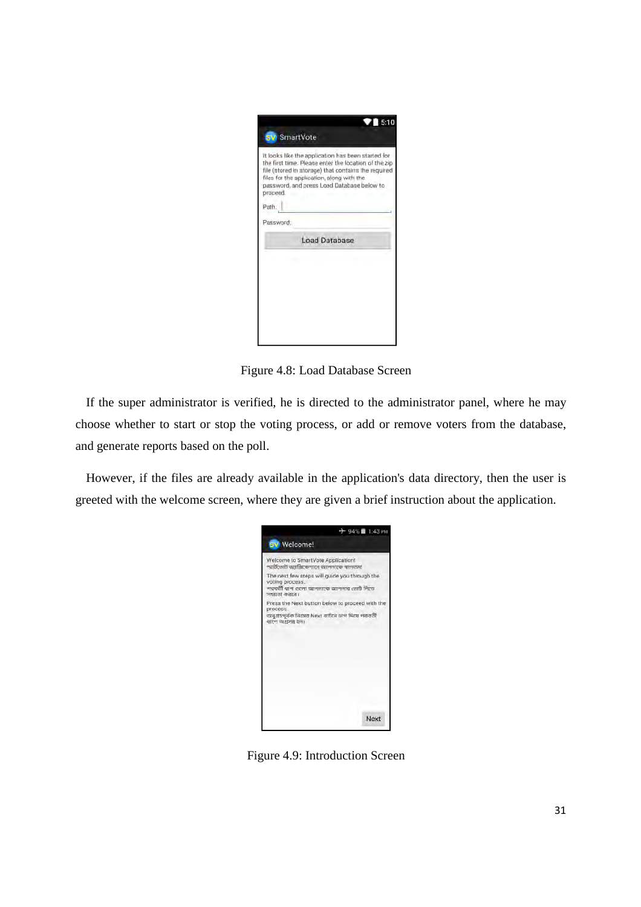Figure 4.8: Load Database Screen

If the super administrator is verified, he is directed to the administrator panel, where he may choose whether to start or stop the voting process, or add or remove voters from the database, and generate reports based on the poll.

However, if the files are already available in the application's data directory, then the user is greeted with the welcome screen, where they are given a brief instruction about the application.

Figure 4.9: Introduction Screen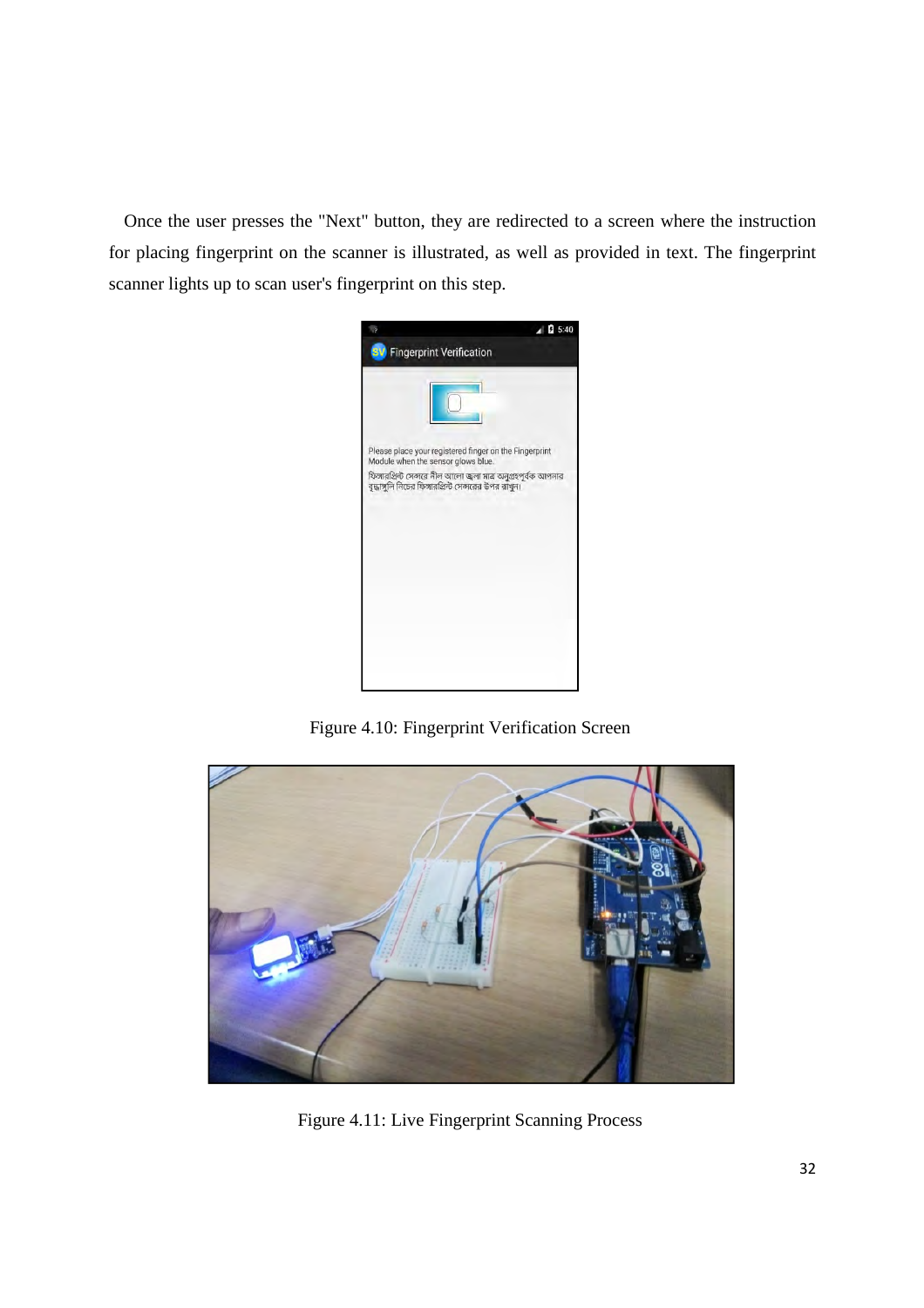Once the user presses the "Next" button, they are redirected to a screen where the instruction for placing fingerprint on the scanner is illustrated, as well as provided in text. The fingerprint scanner lights up to scan user's fingerprint on this step.

Figure 4.10: Fingerprint Verification Screen

Figure 4.11: Live Fingerprint Scanning Process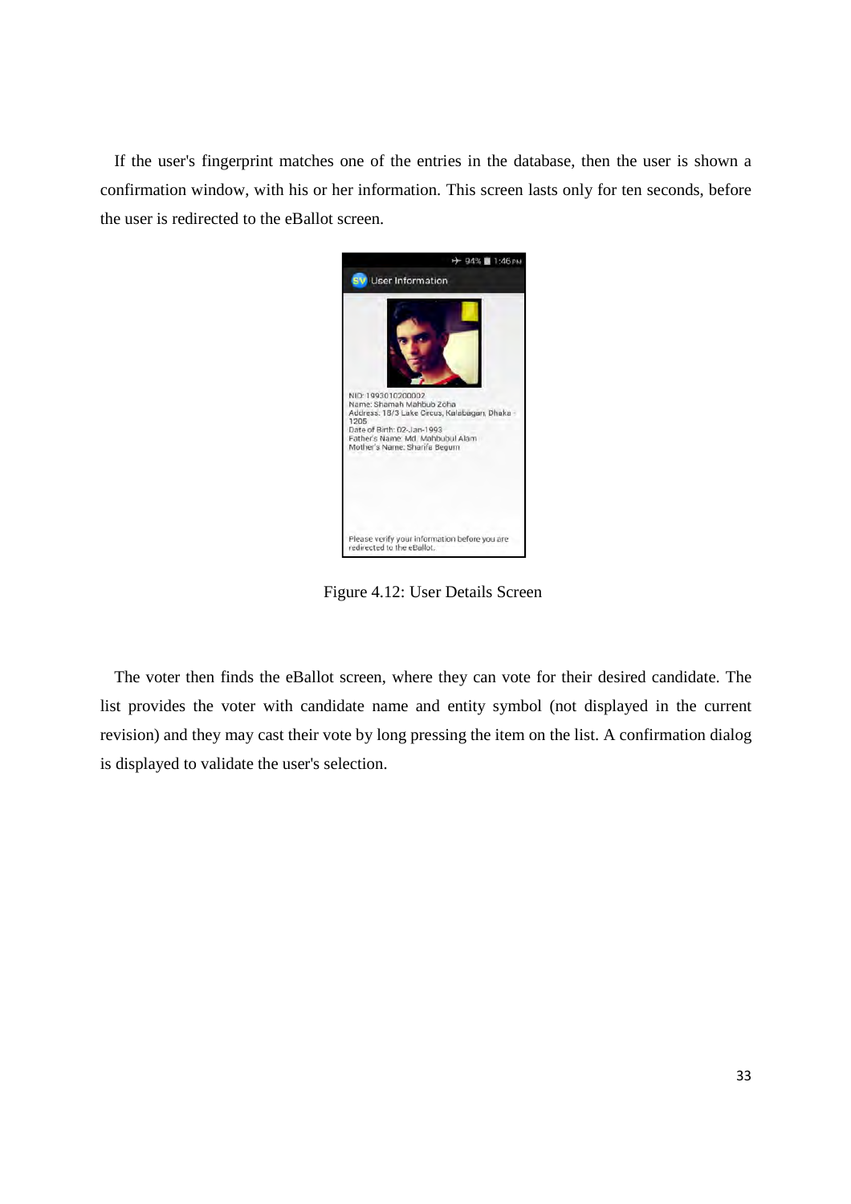If the user's fingerprint matches one of the entries in the database, then the user is shown a confirmation window, with his or her information. This screen lasts only for ten seconds, before the user is redirected to the eBallot screen.

Figure 4.12: User Details Screen

The voter then finds the eBallot screen, where they can vote for their desired candidate. The list provides the voter with candidate name and entity symbol (not displayed in the current revision) and they may cast their vote by long pressing the item on the list. A confirmation dialog is displayed to validate the user's selection.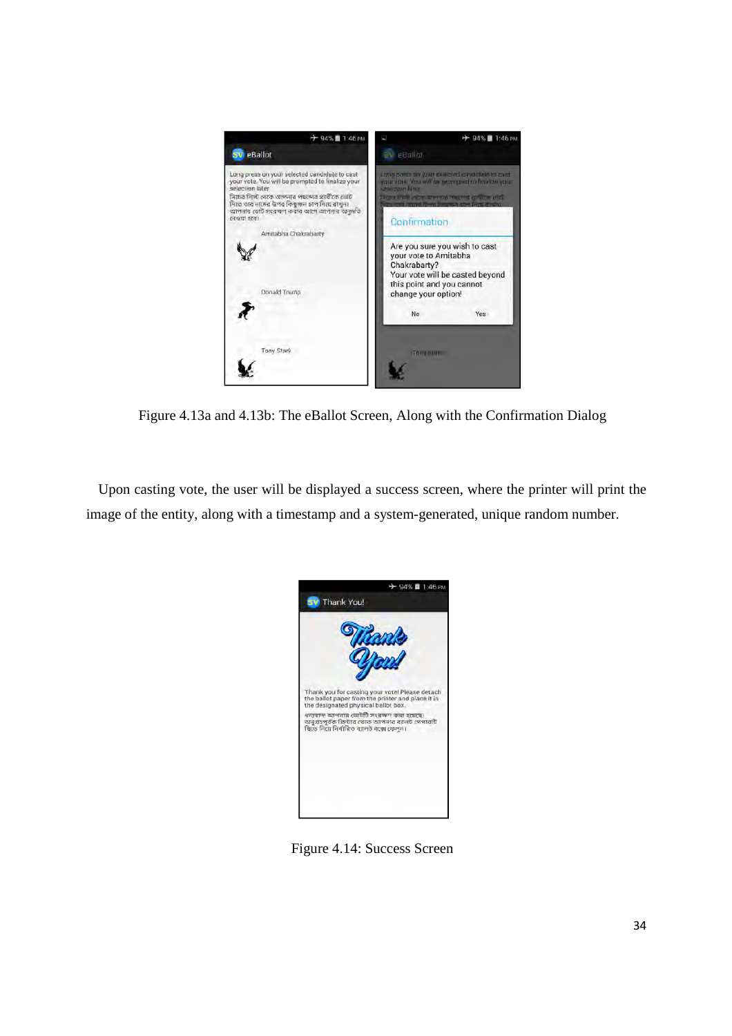Figure 4.13a and 4.13b: The eBallot Screen, Along with the Confirmation Dialog

Upon casting vote, the user will be displayed a success screen, where the printer will print the image of the entity, along with a timestamp and a system-generated, unique random number.

Figure 4.14: Success Screen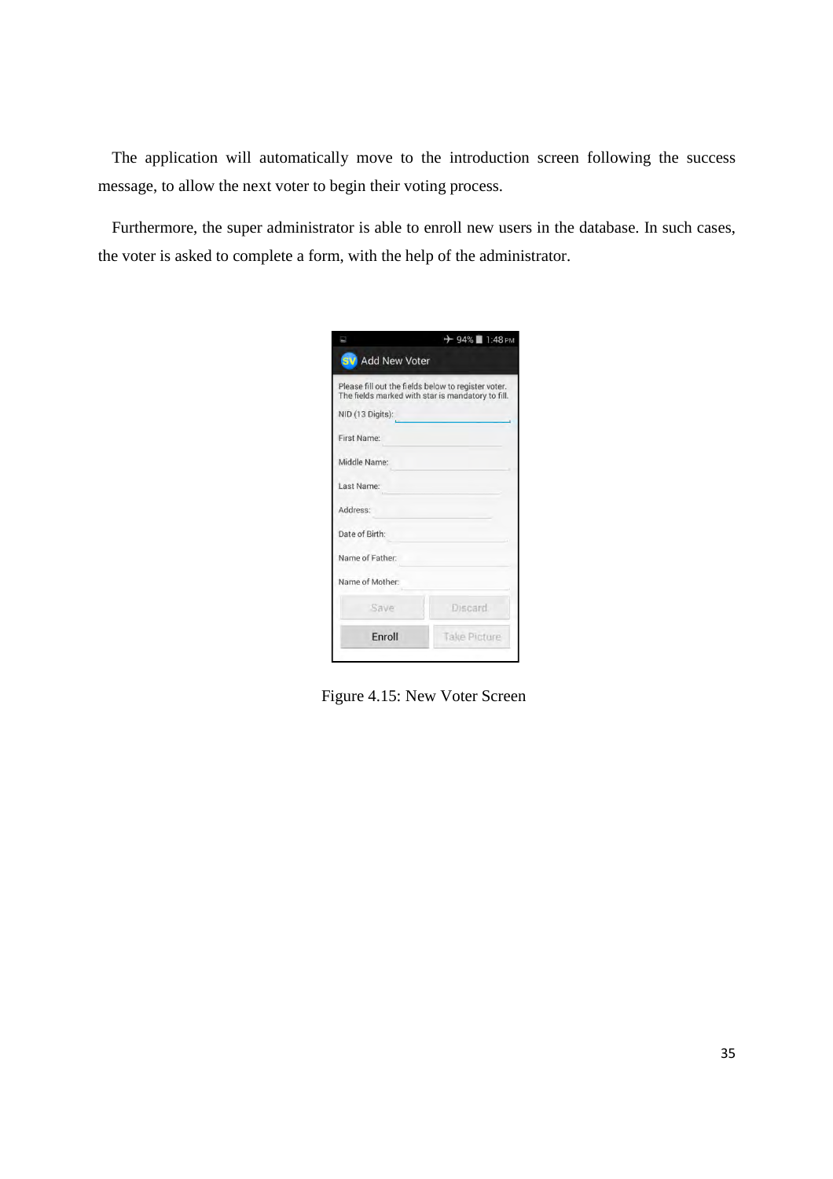The application will automatically move to the introduction screen following the success message, to allow the next voter to begin their voting process.

Furthermore, the super administrator is able to enroll new users in the database. In such cases, the voter is asked to complete a form, with the help of the administrator.

Figure 4.15: New Voter Screen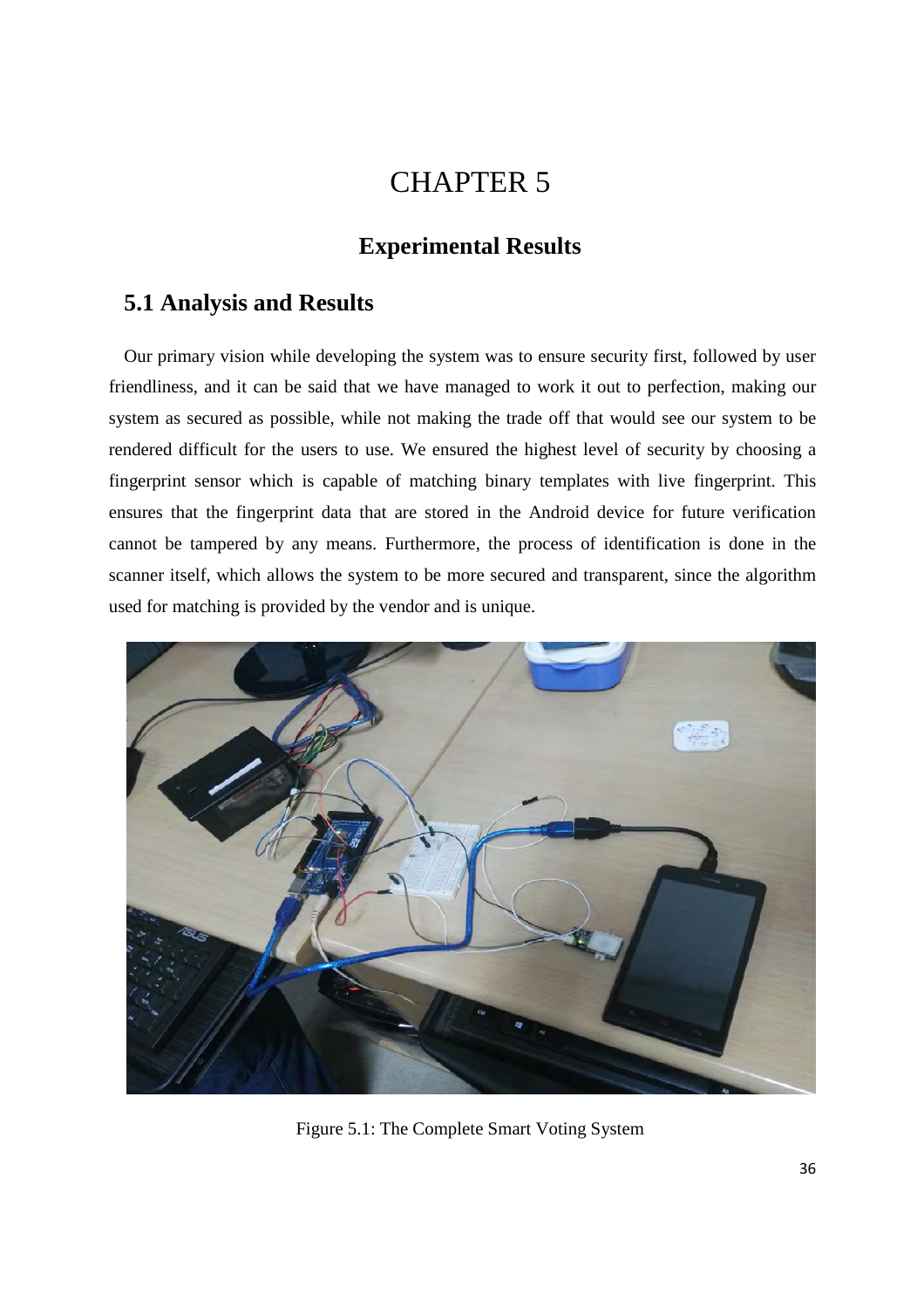# CHAPTER 5

## Experimental Results

### 5.1 Analysis and Results

Our primary vision while developing the system was to ensure security first, followed by user friendliness, and it can be said that we have managed to work it out to perfection, making our system as secured as possible, while not making the trade off that would see our system to be rendered difficult for the users to use. We ensured the highest level of security by choosing a fingerprint sensor which is capable of matching binary templates with live fingerprint. This ensures that the fingerprint data that are stored in the Android device for future verification cannot be tampered by any means. Furthermore, the process of identification is done in the scanner itself, which allows the system to be more secured and transparent, since the algorithm used for matching is provided by the vendor and is unique.

Figure 5.1: The Complete Smart Voting System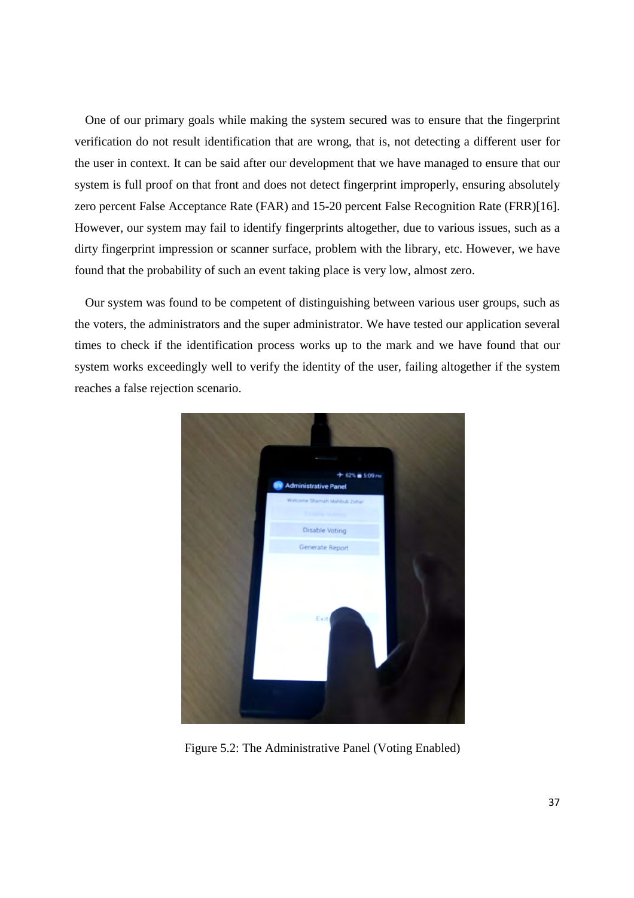One of our primary goals while making the system secured was to ensure that the fingerprint verification do not result identification that are wrong, that is, not detecting a different user for the user in context. It can be said after our development that we have managed to ensure that our system is full proof on that front and does not detect fingerprint improperly, ensuring absolutely zero percent False Acceptance Rate (FAR) and 15-20 percent False Recognition Rate (FRR)[16]. However, our system may fail to identify fingerprints altogether, due to various issues, such as a dirty fingerprint impression or scanner surface, problem with the library, etc. However, we have found that the probability of such an event taking place is very low, almost zero.

Our system was found to be competent of distinguishing between various user groups, such as the voters, the administrators and the super administrator. We have tested our application several times to check if the identification process works up to the mark and we have found that our system works exceedingly well to verify the identity of the user, failing altogether if the system reaches a false rejection scenario.

Figure 5.2: The Administrative Panel (Voting Enabled)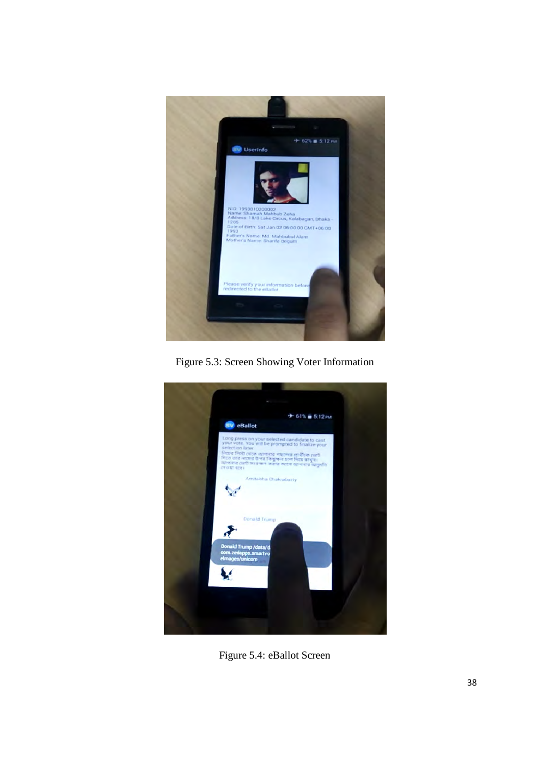Figure 5.3: Screen Showing Voter Information

Figure 5.4: eBallot Screen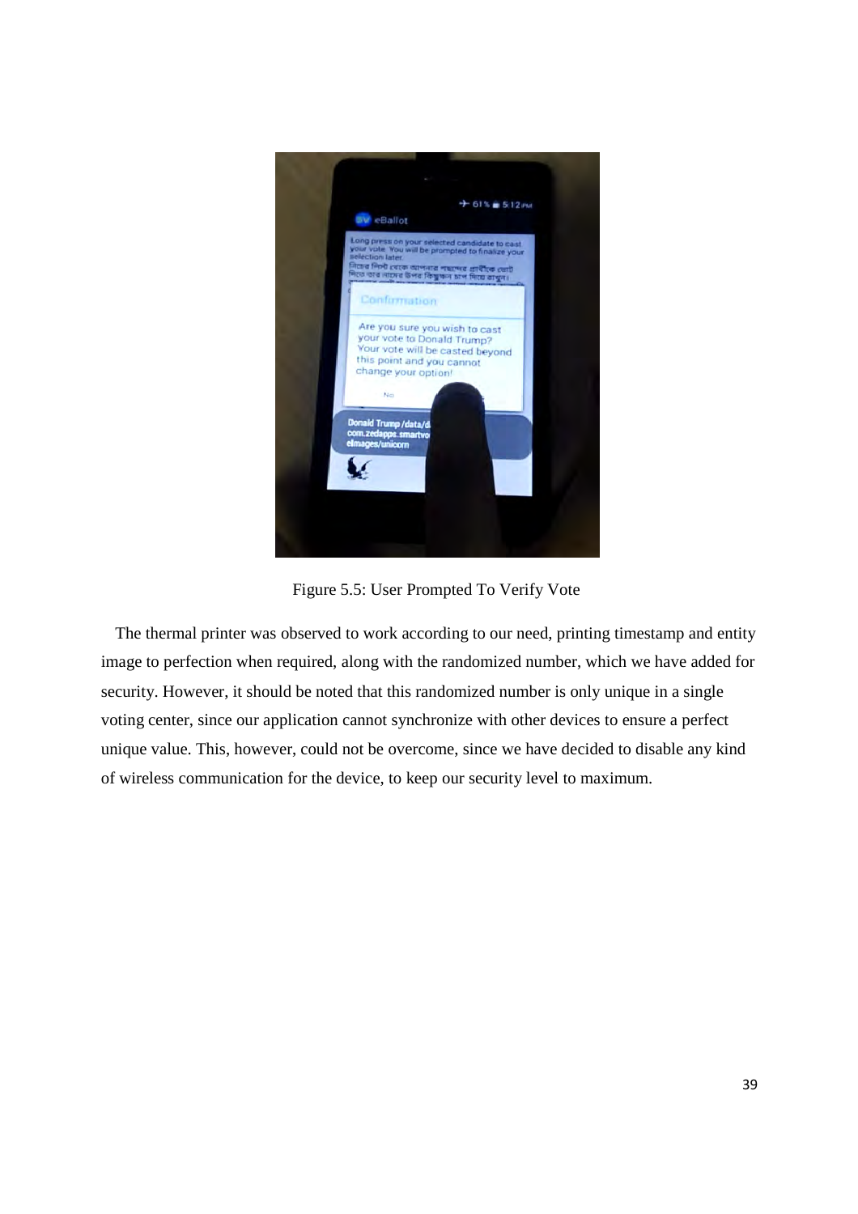Figure 5.5: User Prompted To Verify Vote

The thermal printer was observed to work according to our need, printing timestamp and entity image to perfection when required, along with the randomized number, which we have added for security. However, it should be noted that this randomized number is only unique in a single voting center, since our application cannot synchronize with other devices to ensure a perfect unique value. This, however, could not be overcome, since we have decided to disable any kind of wireless communication for the device, to keep our security level to maximum.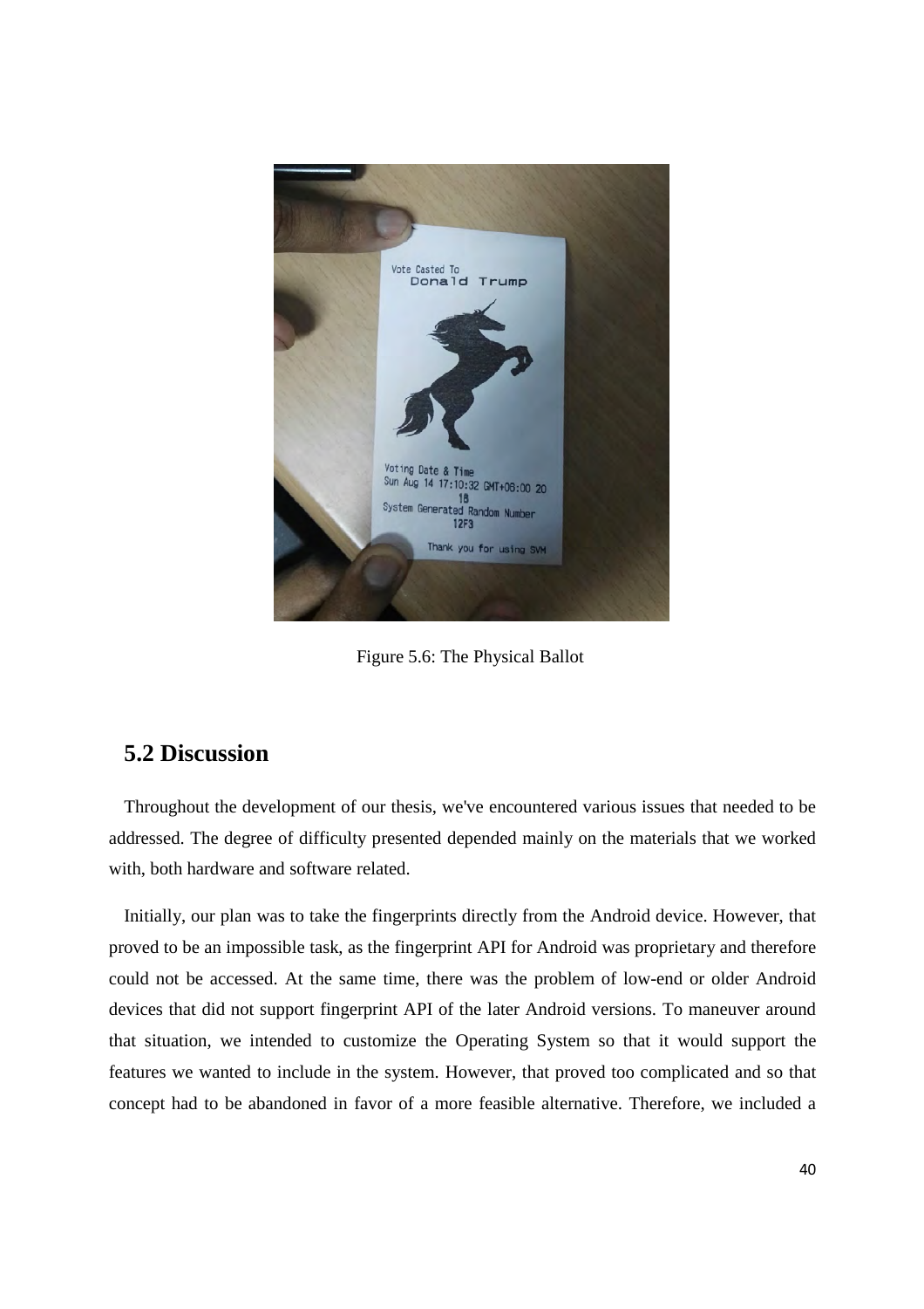Figure 5.6: The Physical Ballot

## 5.2 Discussion

Throughout the development of our thesis, we've encountered various issues that needed to be addressed. The degree of difficulty presented depended mainly on the materials that we worked with, both hardware and software related.

Initially, our plan was to take the fingerprints directly from the Android device. However, that proved to be an impossible task, as the fingerprint API for Android was proprietary and therefore could not be accessed. At the same time, there was the problem of low-end or older Android devices that did not support fingerprint API of the later Android versions. To maneuver around that situation, we intended to customize the Operating System so that it would support the features we wanted to include in the system. However, that proved too complicated and so that concept had to be abandoned in favor of a more feasible alternative. Therefore, we included a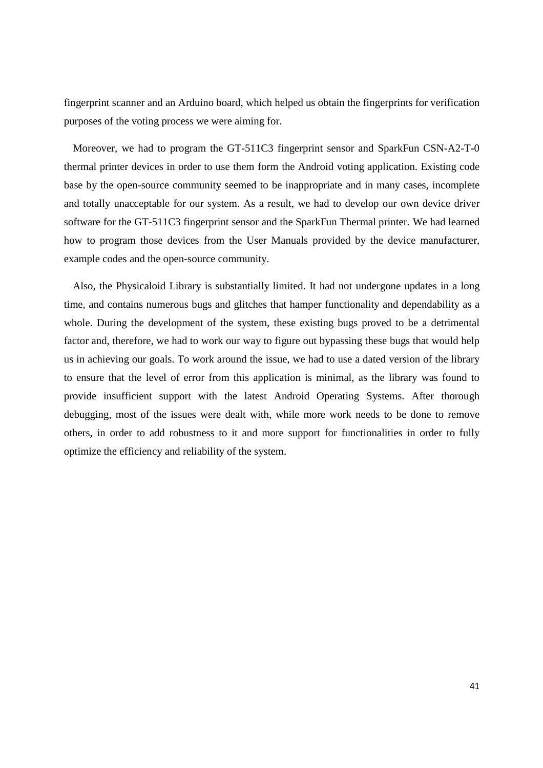fingerprint scanner and an Arduino board, which helped us obtain the fingerprints for verification purposes of the voting process we were aiming for.

Moreover, we had to program the GT-511C3 fingerprint sensor and SparkFun CSN-A2-T-0 thermal printer devices in order to use them form the Android voting application. Existing code base by the open-source community seemed to be inappropriate and in many cases, incomplete and totally unacceptable for our system. As a result, we had to develop our own device driver software for the GT-511C3 fingerprint sensor and the SparkFun Thermal printer. We had learned how to program those devices from the User Manuals provided by the device manufacturer, example codes and the open-source community.

Also, the Physicaloid Library is substantially limited. It had not undergone updates in a long time, and contains numerous bugs and glitches that hamper functionality and dependability as a whole. During the development of the system, these existing bugs proved to be a detrimental factor and, therefore, we had to work our way to figure out bypassing these bugs that would help us in achieving our goals. To work around the issue, we had to use a dated version of the library to ensure that the level of error from this application is minimal, as the library was found to provide insufficient support with the latest Android Operating Systems. After thorough debugging, most of the issues were dealt with, while more work needs to be done to remove others, in order to add robustness to it and more support for functionalities in order to fully optimize the efficiency and reliability of the system.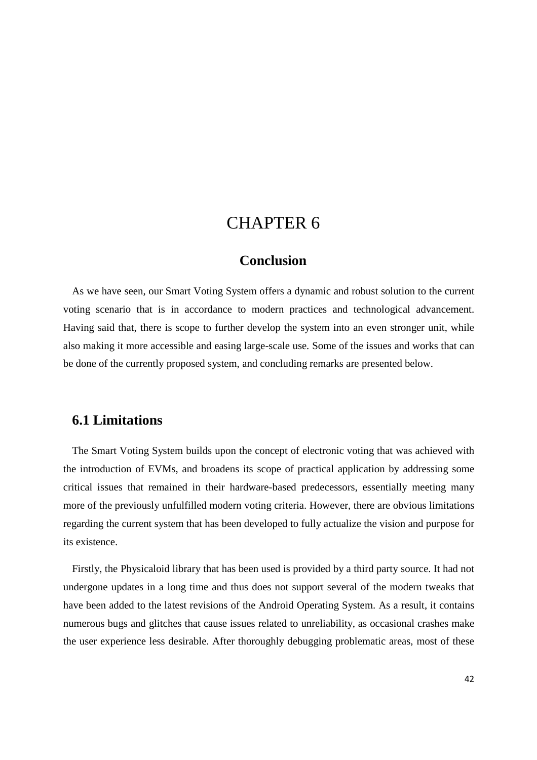# CHAPTER 6

## Conclusion

As we have seen, our Smart Voting System offers a dynamic and robust solution to the current voting scenario that is in accordance to modern practices and technological advancement. Having said that, there is scope to further develop the system into an even stronger unit, while also making it more accessible and easing large-scale use. Some of the issues and works that can be done of the currently proposed system, and concluding remarks are presented below.

### 6.1 Limitations

The Smart Voting System builds upon the concept of electronic voting that was achieved with the introduction of EVMs, and broadens its scope of practical application by addressing some critical issues that remained in their hardware-based predecessors, essentially meeting many more of the previously unfulfilled modern voting criteria. However, there are obvious limitations regarding the current system that has been developed to fully actualize the vision and purpose for its existence.

Firstly, the Physicaloid library that has been used is provided by a third party source. It had not undergone updates in a long time and thus does not support several of the modern tweaks that have been added to the latest revisions of the Android Operating System. As a result, it contains numerous bugs and glitches that cause issues related to unreliability, as occasional crashes make the user experience less desirable. After thoroughly debugging problematic areas, most of these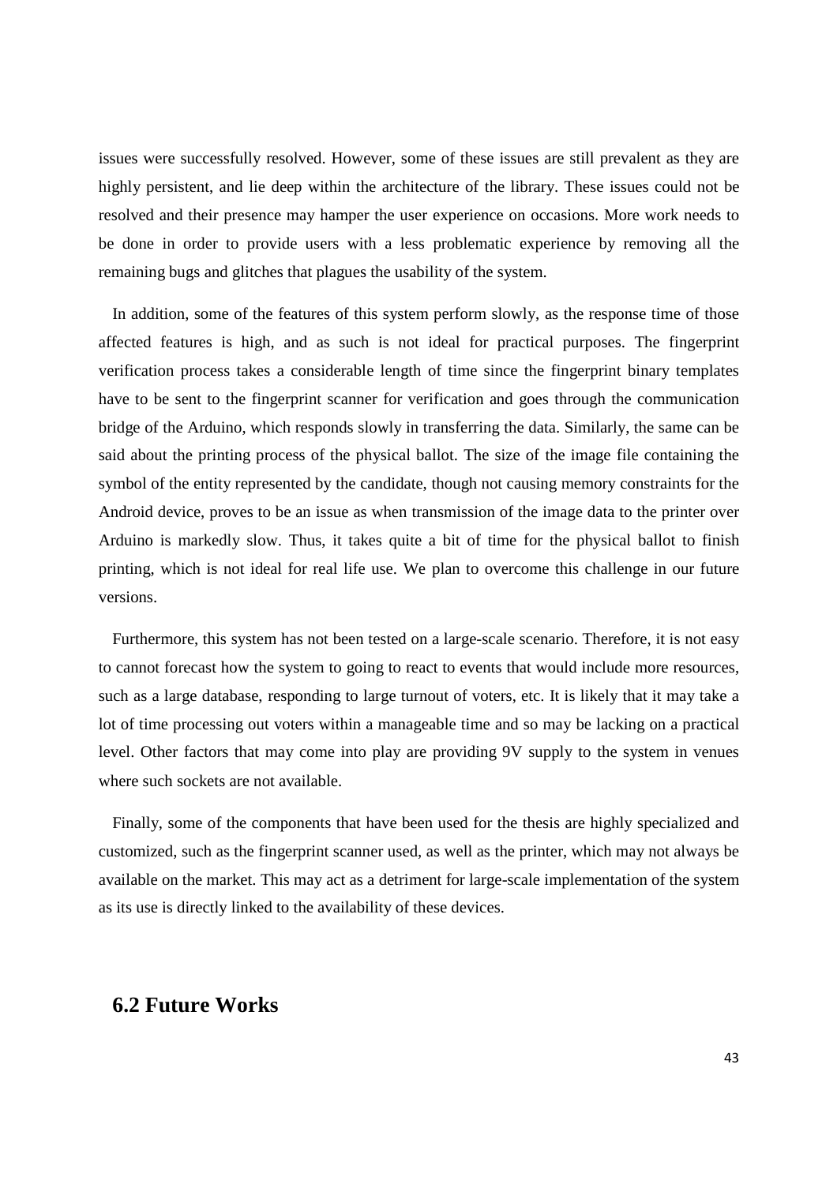issues were successfully resolved. However, some of these issues are still prevalent as they are highly persistent, and lie deep within the architecture of the library. These issues could not be resolved and their presence may hamper the user experience on occasions. More work needs to be done in order to provide users with a less problematic experience by removing all the remaining bugs and glitches that plagues the usability of the system.

In addition, some of the features of this system perform slowly, as the response time of those affected features is high, and as such is not ideal for practical purposes. The fingerprint verification process takes a considerable length of time since the fingerprint binary templates have to be sent to the fingerprint scanner for verification and goes through the communication bridge of the Arduino, which responds slowly in transferring the data. Similarly, the same can be said about the printing process of the physical ballot. The size of the image file containing the symbol of the entity represented by the candidate, though not causing memory constraints for the Android device, proves to be an issue as when transmission of the image data to the printer over Arduino is markedly slow. Thus, it takes quite a bit of time for the physical ballot to finish printing, which is not ideal for real life use. We plan to overcome this challenge in our future versions.

Furthermore, this system has not been tested on a large-scale scenario. Therefore, it is not easy to cannot forecast how the system to going to react to events that would include more resources, such as a large database, responding to large turnout of voters, etc. It is likely that it may take a lot of time processing out voters within a manageable time and so may be lacking on a practical level. Other factors that may come into play are providing 9V supply to the system in venues where such sockets are not available.

Finally, some of the components that have been used for the thesis are highly specialized and customized, such as the fingerprint scanner used, as well as the printer, which may not always be available on the market. This may act as a detriment for large-scale implementation of the system as its use is directly linked to the availability of these devices.

## 6.2 Future Works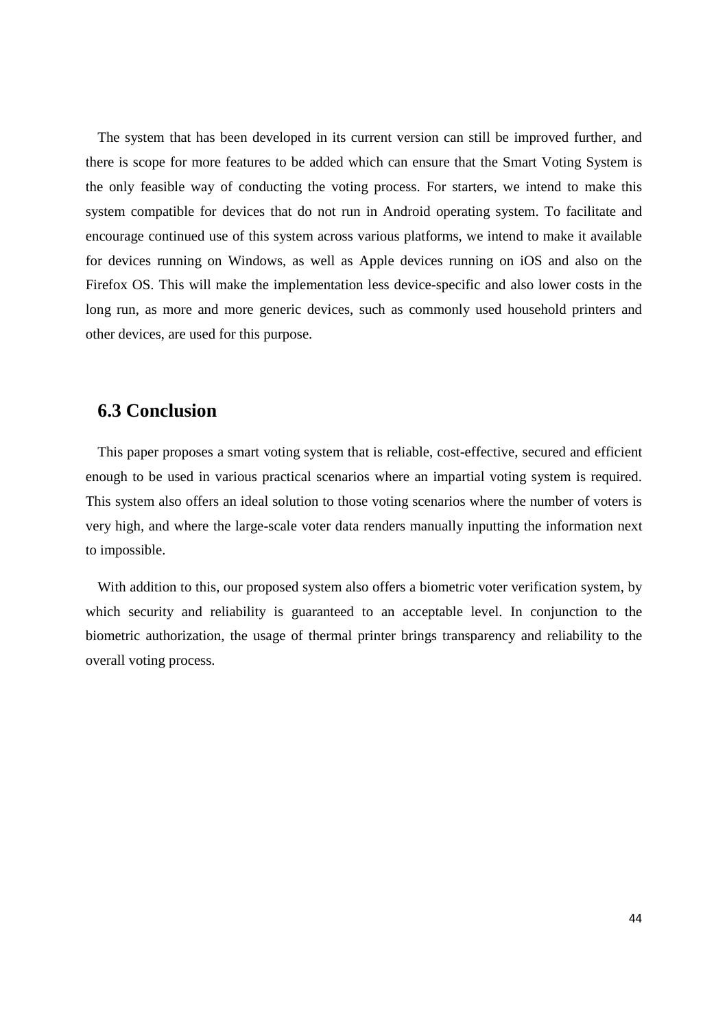The system that has been developed in its current version can still be improved further, and there is scope for more features to be added which can ensure that the Smart Voting System is the only feasible way of conducting the voting process. For starters, we intend to make this system compatible for devices that do not run in Android operating system. To facilitate and encourage continued use of this system across various platforms, we intend to make it available for devices running on Windows, as well as Apple devices running on iOS and also on the Firefox OS. This will make the implementation less device-specific and also lower costs in the long run, as more and more generic devices, such as commonly used household printers and other devices, are used for this purpose.

## 6.3 Conclusion

This paper proposes a smart voting system that is reliable, cost-effective, secured and efficient enough to be used in various practical scenarios where an impartial voting system is required. This system also offers an ideal solution to those voting scenarios where the number of voters is very high, and where the large-scale voter data renders manually inputting the information next to impossible.

With addition to this, our proposed system also offers a biometric voter verification system, by which security and reliability is guaranteed to an acceptable level. In conjunction to the biometric authorization, the usage of thermal printer brings transparency and reliability to the overall voting process.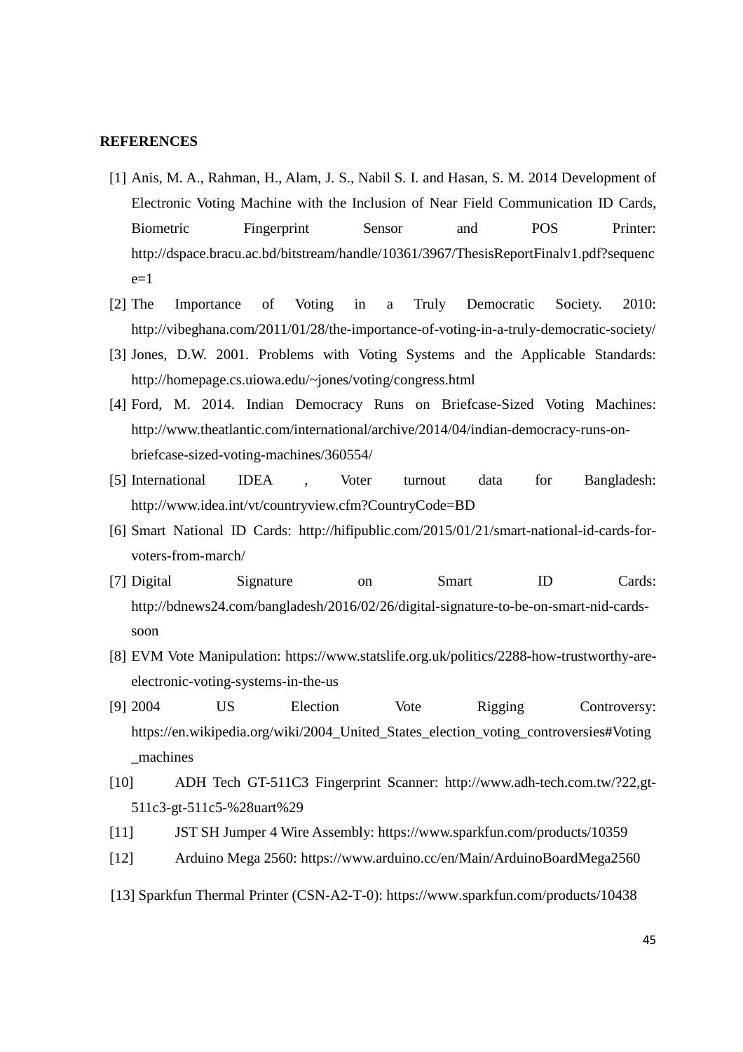**REFERENCES**

[1] Anis, M. A., Rahman, H., Alam, J. S., Nabil S. I. and Hasan, S. M. 2014 Development of Electronic Voting Machine with the Inclusion of Near Field Communication ID Cards, Biometric Fingerprint Sensor and POS Printer: http://dspace.bracu.ac.bd/bitstream/handle/10361/3967/ThesisReportFinalv1.pdf?sequence=1

[2] The Importance of Voting in a Truly Democratic Society. 2010: http://vibeghana.com/2011/01/28/the-importance-of-voting-in-a-truly-democratic-society/

[3] Jones, D.W. 2001. Problems with Voting Systems and the Applicable Standards: http://homepage.cs.uiowa.edu/~jones/voting/congress.html

[4] Ford, M. 2014. Indian Democracy Runs on Briefcase-Sized Voting Machines: http://www.theatlantic.com/international/archive/2014/04/indian-democracy-runs-on-briefcase-sized-voting-machines/360554/

[5] International IDEA , Voter turnout data for Bangladesh: http://www.idea.int/vt/countryview.cfm?CountryCode=BD

[6] Smart National ID Cards: http://hifipublic.com/2015/01/21/smart-national-id-cards-for-voters-from-march/

[7] Digital Signature on Smart ID Cards: http://bdnews24.com/bangladesh/2016/02/26/digital-signature-to-be-on-smart-nid-cards-soon

[8] EVM Vote Manipulation: https://www.statslife.org.uk/politics/2288-how-trustworthy-are-electronic-voting-systems-in-the-us

[9] 2004 US Election Vote Rigging Controversy: https://en.wikipedia.org/wiki/2004_United_States_election_voting_controversies#Voting_machines

[10] ADH Tech GT-511C3 Fingerprint Scanner: http://www.adh-tech.com.tw/?22,gt-511c3-gt-511c5-%28uart%29

[11] JST SH Jumper 4 Wire Assembly: https://www.sparkfun.com/products/10359

[12] Arduino Mega 2560: https://www.arduino.cc/en/Main/ArduinoBoardMega2560

[13] Sparkfun Thermal Printer (CSN-A2-T-0): https://www.sparkfun.com/products/10438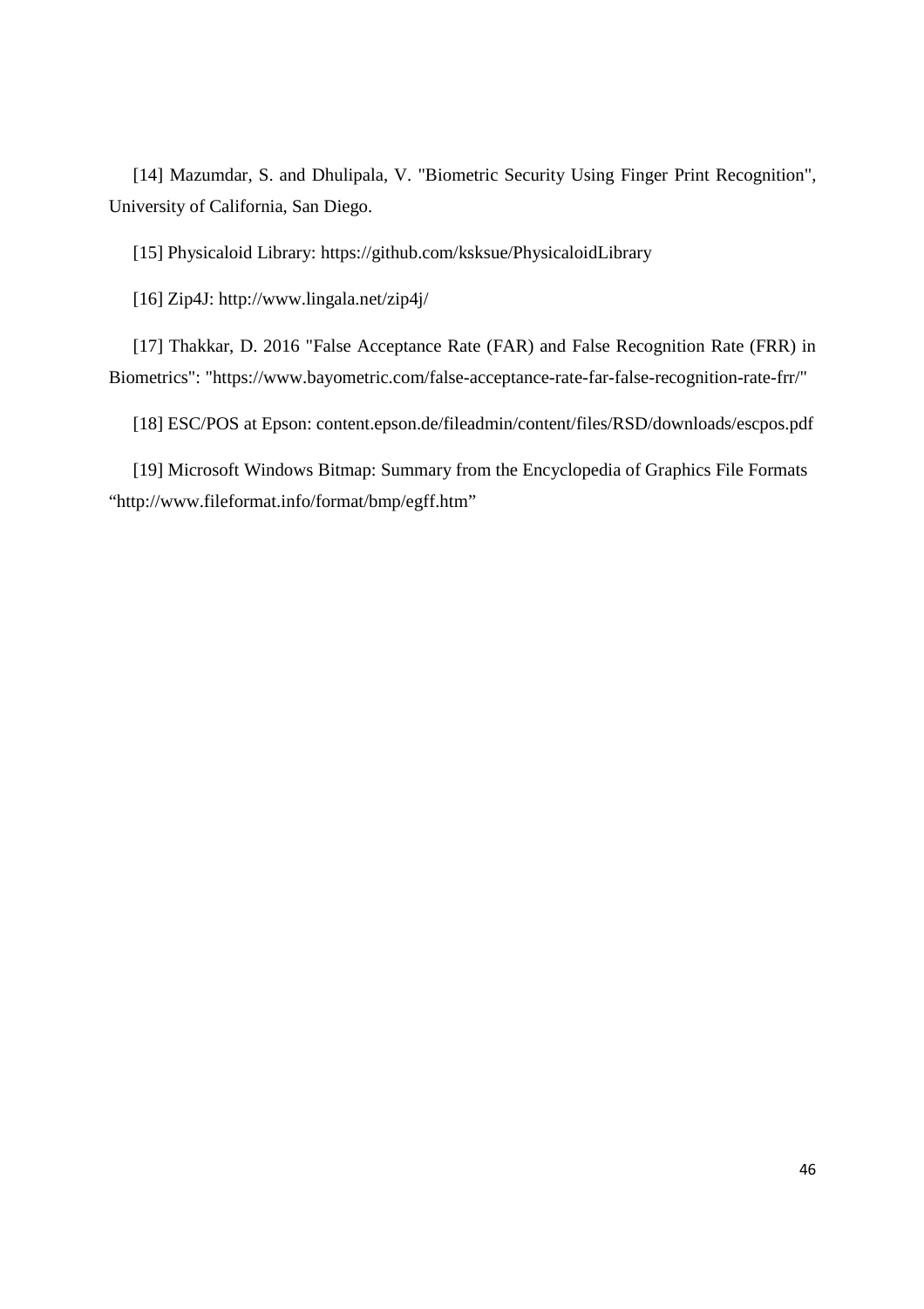[14] Mazumdar, S. and Dhulipala, V. "Biometric Security Using Finger Print Recognition", University of California, San Diego.

[15] Physicaloid Library: https://github.com/ksksue/PhysicaloidLibrary

[16] Zip4J: http://www.lingala.net/zip4j/

[17] Thakkar, D. 2016 "False Acceptance Rate (FAR) and False Recognition Rate (FRR) in Biometrics": "https://www.bayometric.com/false-acceptance-rate-far-false-recognition-rate-frr/"

[18] ESC/POS at Epson: content.epson.de/fileadmin/content/files/RSD/downloads/escpos.pdf

[19] Microsoft Windows Bitmap: Summary from the Encyclopedia of Graphics File Formats "http://www.fileformat.info/format/bmp/egff.htm"